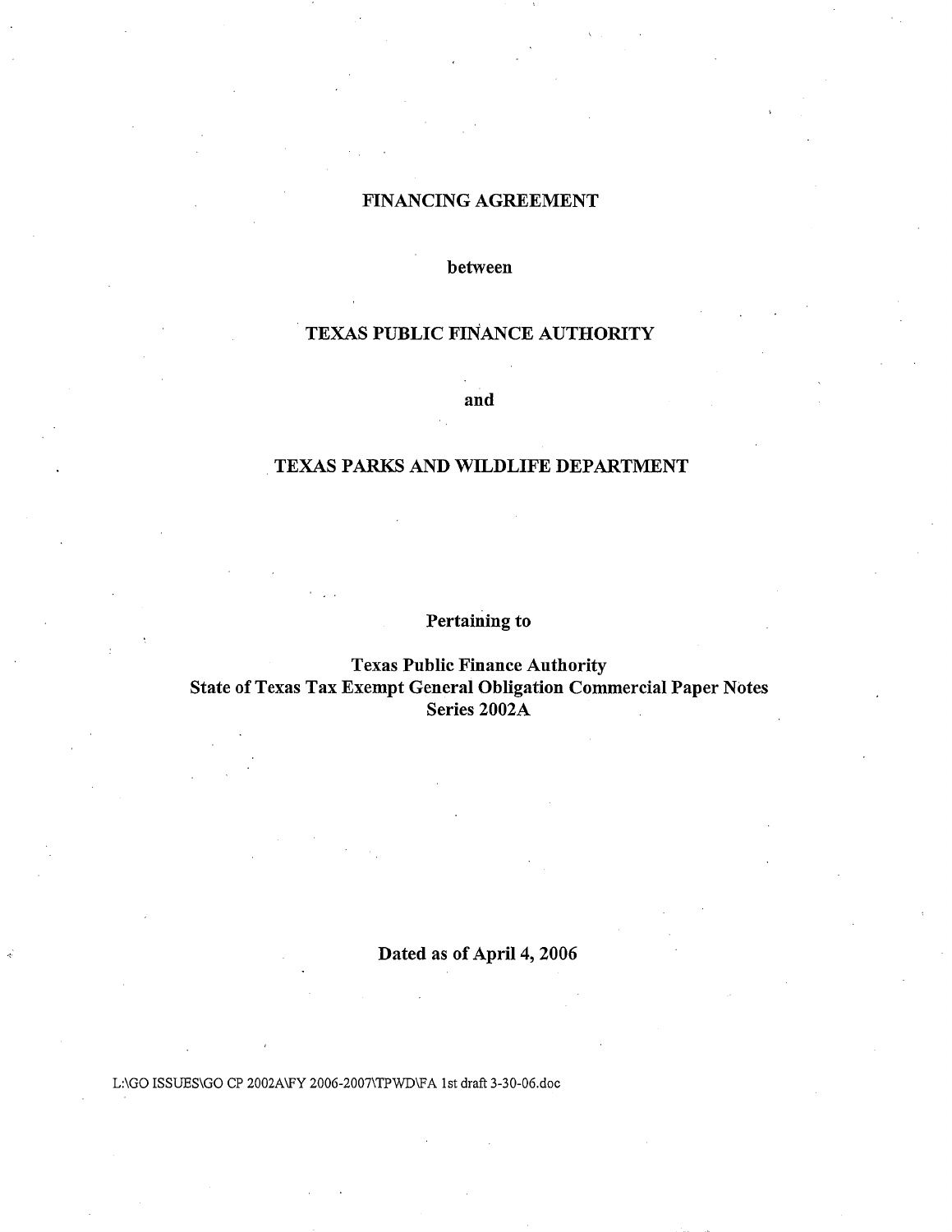# FINANCING AGREEMENT

**between**

**TEXAS PUBLIC FINANCE AUTHORITY**

**and**

**TEXAS PARKS AND WILDLIFE DEPARTMENT**

**Pertaining to**

**Texas Public Finance Authority**
**State of Texas Tax Exempt General Obligation Commercial Paper Notes**
**Series 2002A**

**Dated as of April 4, 2006**

L:\GO ISSUES\GO CP 2002A\FY 2006-2007\TPWD\FA 1st draft 3-30-06.doc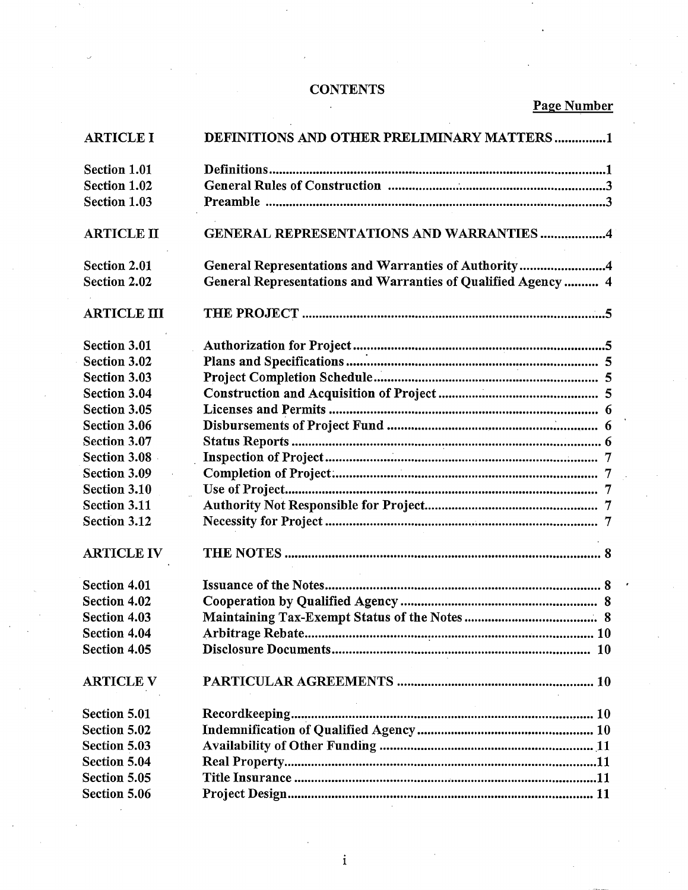# CONTENTS

| | | Page Number |
|---|---|---|
| ARTICLE I | DEFINITIONS AND OTHER PRELIMINARY MATTERS | 1 |
| Section 1.01 | Definitions | 1 |
| Section 1.02 | General Rules of Construction | 3 |
| Section 1.03 | Preamble | 3 |
| ARTICLE II | GENERAL REPRESENTATIONS AND WARRANTIES | 4 |
| Section 2.01 | General Representations and Warranties of Authority | 4 |
| Section 2.02 | General Representations and Warranties of Qualified Agency | 4 |
| ARTICLE III | THE PROJECT | 5 |
| Section 3.01 | Authorization for Project | 5 |
| Section 3.02 | Plans and Specifications | 5 |
| Section 3.03 | Project Completion Schedule | 5 |
| Section 3.04 | Construction and Acquisition of Project | 5 |
| Section 3.05 | Licenses and Permits | 6 |
| Section 3.06 | Disbursements of Project Fund | 6 |
| Section 3.07 | Status Reports | 6 |
| Section 3.08 | Inspection of Project | 7 |
| Section 3.09 | Completion of Project | 7 |
| Section 3.10 | Use of Project | 7 |
| Section 3.11 | Authority Not Responsible for Project | 7 |
| Section 3.12 | Necessity for Project | 7 |
| ARTICLE IV | THE NOTES | 8 |
| Section 4.01 | Issuance of the Notes | 8 |
| Section 4.02 | Cooperation by Qualified Agency | 8 |
| Section 4.03 | Maintaining Tax-Exempt Status of the Notes | 8 |
| Section 4.04 | Arbitrage Rebate | 10 |
| Section 4.05 | Disclosure Documents | 10 |
| ARTICLE V | PARTICULAR AGREEMENTS | 10 |
| Section 5.01 | Recordkeeping | 10 |
| Section 5.02 | Indemnification of Qualified Agency | 10 |
| Section 5.03 | Availability of Other Funding | 11 |
| Section 5.04 | Real Property | 11 |
| Section 5.05 | Title Insurance | 11 |
| Section 5.06 | Project Design | 11 |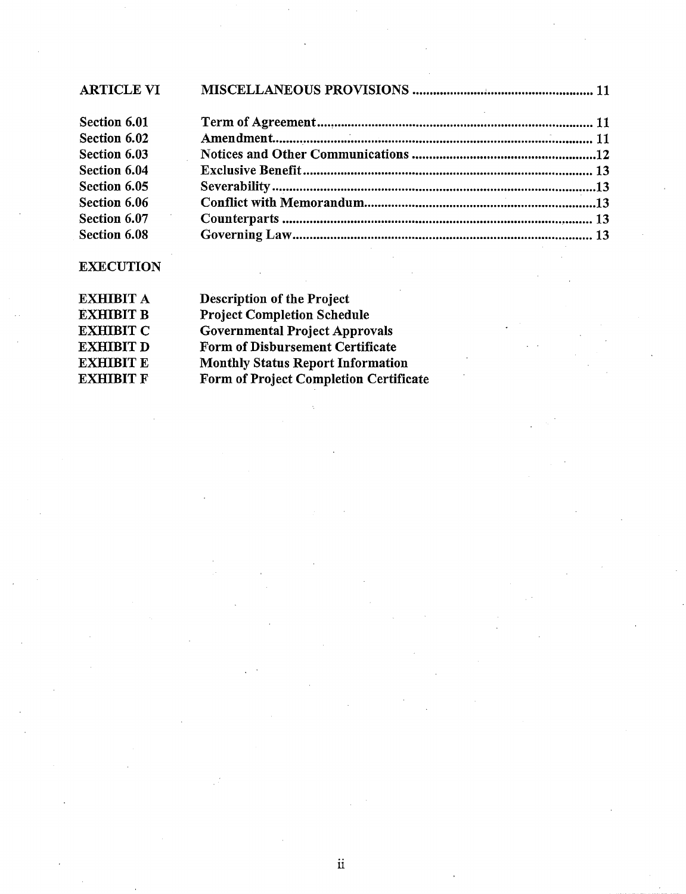| | | |
|---|---|---|
| **ARTICLE VI** | **MISCELLANEOUS PROVISIONS** | **11** |
| **Section 6.01** | **Term of Agreement** | **11** |
| **Section 6.02** | **Amendment** | **11** |
| **Section 6.03** | **Notices and Other Communications** | **12** |
| **Section 6.04** | **Exclusive Benefit** | **13** |
| **Section 6.05** | **Severability** | **13** |
| **Section 6.06** | **Conflict with Memorandum** | **13** |
| **Section 6.07** | **Counterparts** | **13** |
| **Section 6.08** | **Governing Law** | **13** |

**EXECUTION**

| | |
|---|---|
| **EXHIBIT A** | **Description of the Project** |
| **EXHIBIT B** | **Project Completion Schedule** |
| **EXHIBIT C** | **Governmental Project Approvals** |
| **EXHIBIT D** | **Form of Disbursement Certificate** |
| **EXHIBIT E** | **Monthly Status Report Information** |
| **EXHIBIT F** | **Form of Project Completion Certificate** |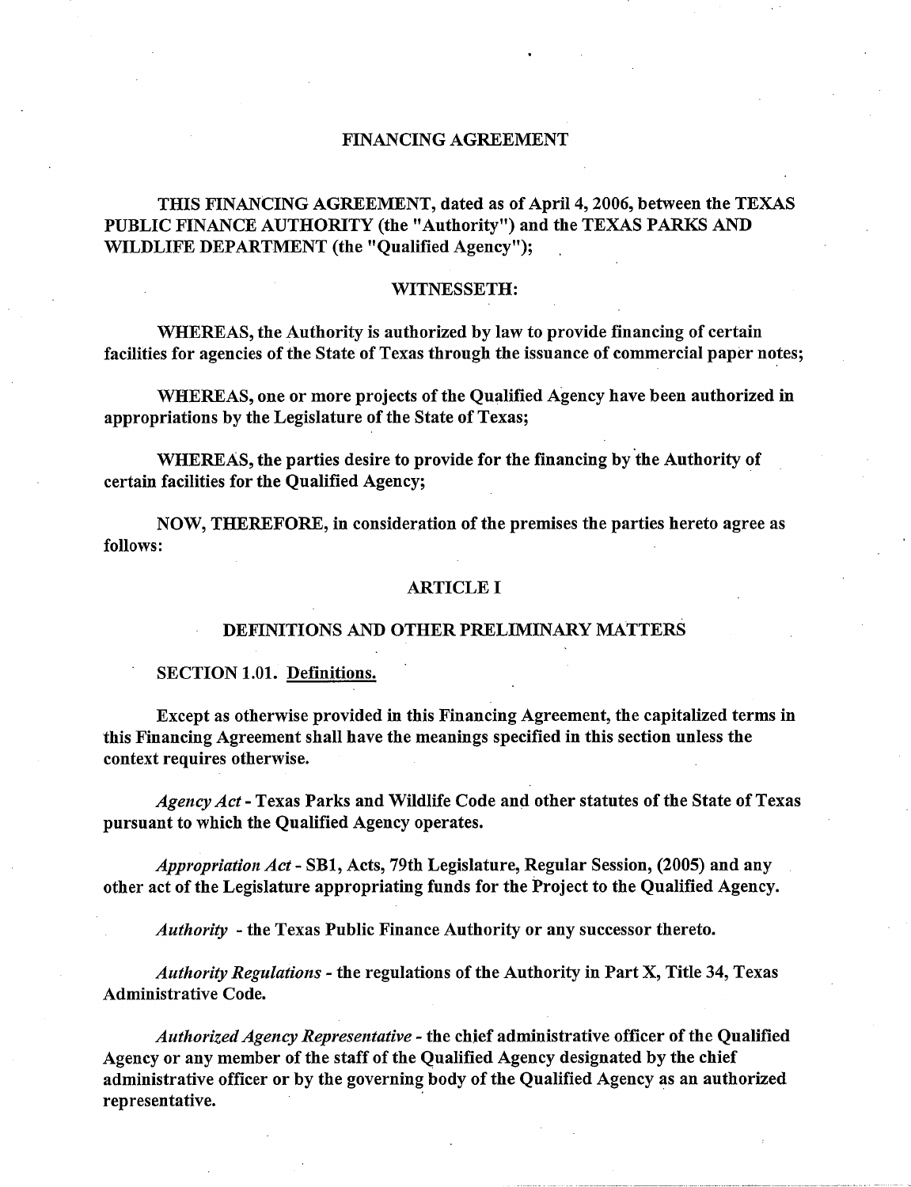# FINANCING AGREEMENT

THIS FINANCING AGREEMENT, dated as of April 4, 2006, between the TEXAS PUBLIC FINANCE AUTHORITY (the "Authority") and the TEXAS PARKS AND WILDLIFE DEPARTMENT (the "Qualified Agency");

## WITNESSETH:

WHEREAS, the Authority is authorized by law to provide financing of certain facilities for agencies of the State of Texas through the issuance of commercial paper notes;

WHEREAS, one or more projects of the Qualified Agency have been authorized in appropriations by the Legislature of the State of Texas;

WHEREAS, the parties desire to provide for the financing by the Authority of certain facilities for the Qualified Agency;

NOW, THEREFORE, in consideration of the premises the parties hereto agree as follows:

## ARTICLE I

## DEFINITIONS AND OTHER PRELIMINARY MATTERS

### SECTION 1.01. Definitions.

Except as otherwise provided in this Financing Agreement, the capitalized terms in this Financing Agreement shall have the meanings specified in this section unless the context requires otherwise.

*Agency Act* - Texas Parks and Wildlife Code and other statutes of the State of Texas pursuant to which the Qualified Agency operates.

*Appropriation Act* - SB1, Acts, 79th Legislature, Regular Session, (2005) and any other act of the Legislature appropriating funds for the Project to the Qualified Agency.

*Authority* - the Texas Public Finance Authority or any successor thereto.

*Authority Regulations* - the regulations of the Authority in Part X, Title 34, Texas Administrative Code.

*Authorized Agency Representative* - the chief administrative officer of the Qualified Agency or any member of the staff of the Qualified Agency designated by the chief administrative officer or by the governing body of the Qualified Agency as an authorized representative.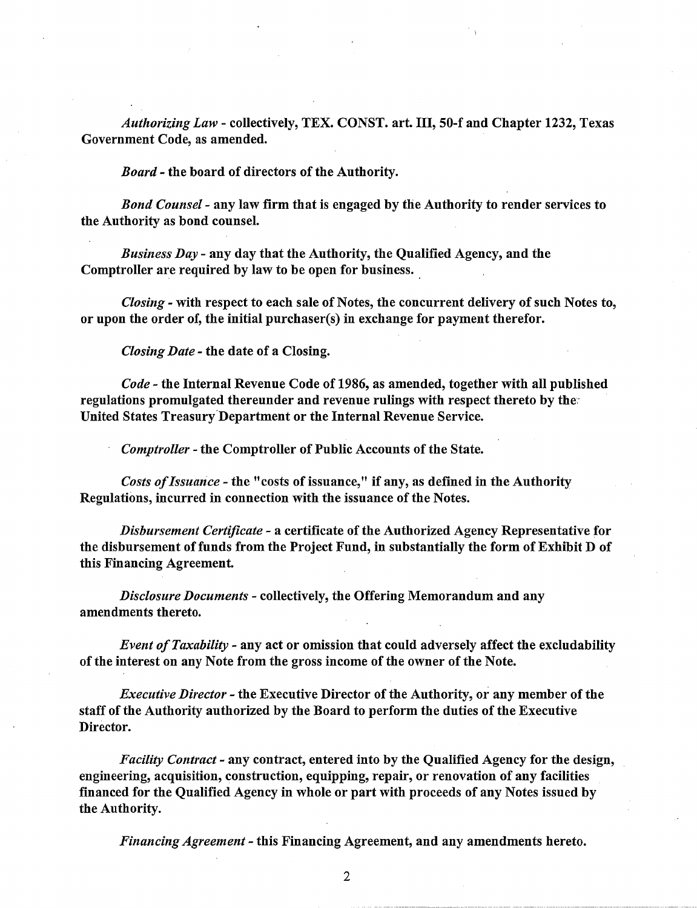*Authorizing Law* - collectively, TEX. CONST. art. III, 50-f and Chapter 1232, Texas Government Code, as amended.

*Board* - the board of directors of the Authority.

*Bond Counsel* - any law firm that is engaged by the Authority to render services to the Authority as bond counsel.

*Business Day* - any day that the Authority, the Qualified Agency, and the Comptroller are required by law to be open for business.

*Closing* - with respect to each sale of Notes, the concurrent delivery of such Notes to, or upon the order of, the initial purchaser(s) in exchange for payment therefor.

*Closing Date* - the date of a Closing.

*Code* - the Internal Revenue Code of 1986, as amended, together with all published regulations promulgated thereunder and revenue rulings with respect thereto by the United States Treasury Department or the Internal Revenue Service.

*Comptroller* - the Comptroller of Public Accounts of the State.

*Costs of Issuance* - the "costs of issuance," if any, as defined in the Authority Regulations, incurred in connection with the issuance of the Notes.

*Disbursement Certificate* - a certificate of the Authorized Agency Representative for the disbursement of funds from the Project Fund, in substantially the form of Exhibit D of this Financing Agreement.

*Disclosure Documents* - collectively, the Offering Memorandum and any amendments thereto.

*Event of Taxability* - any act or omission that could adversely affect the excludability of the interest on any Note from the gross income of the owner of the Note.

*Executive Director* - the Executive Director of the Authority, or any member of the staff of the Authority authorized by the Board to perform the duties of the Executive Director.

*Facility Contract* - any contract, entered into by the Qualified Agency for the design, engineering, acquisition, construction, equipping, repair, or renovation of any facilities financed for the Qualified Agency in whole or part with proceeds of any Notes issued by the Authority.

*Financing Agreement* - this Financing Agreement, and any amendments hereto.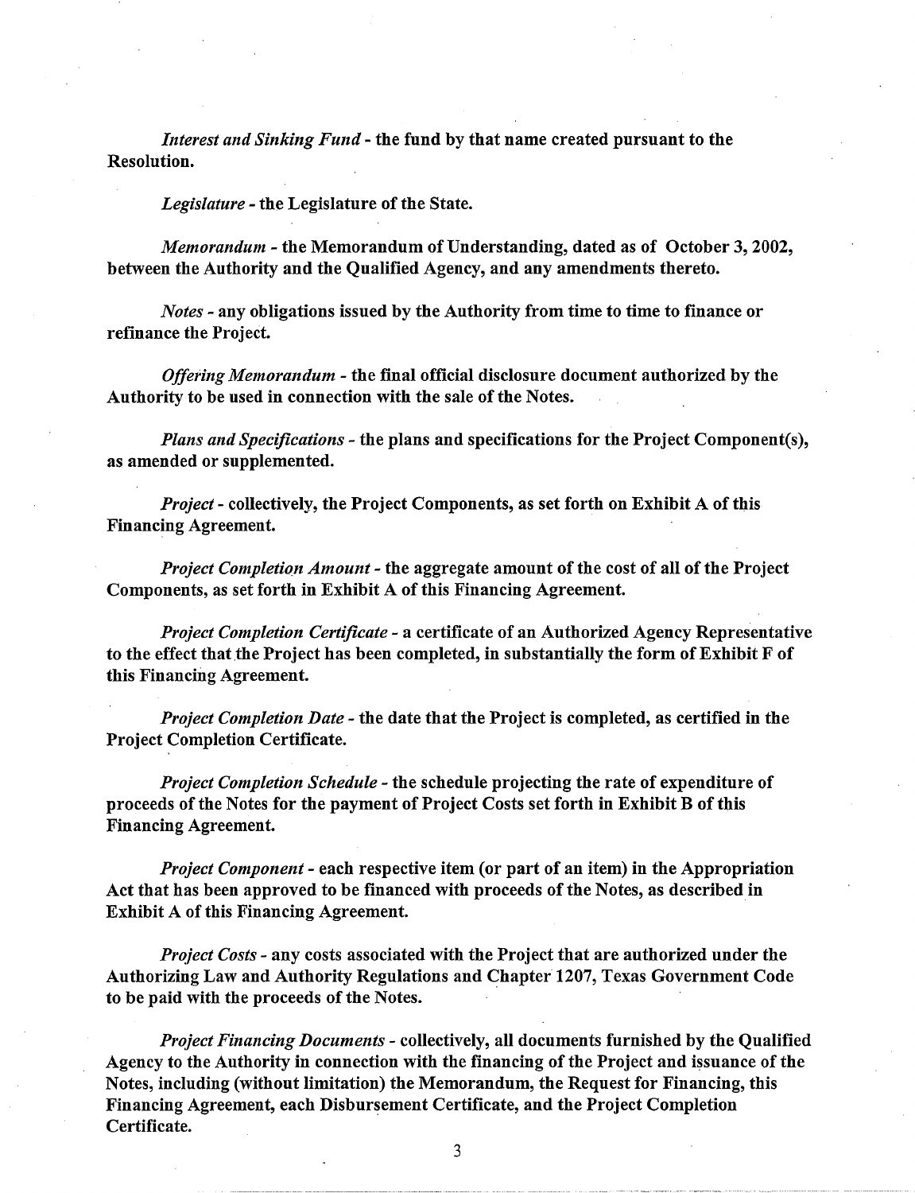*Interest and Sinking Fund* - the fund by that name created pursuant to the Resolution.

*Legislature* - the Legislature of the State.

*Memorandum* - the Memorandum of Understanding, dated as of October 3, 2002, between the Authority and the Qualified Agency, and any amendments thereto.

*Notes* - any obligations issued by the Authority from time to time to finance or refinance the Project.

*Offering Memorandum* - the final official disclosure document authorized by the Authority to be used in connection with the sale of the Notes.

*Plans and Specifications* - the plans and specifications for the Project Component(s), as amended or supplemented.

*Project* - collectively, the Project Components, as set forth on Exhibit A of this Financing Agreement.

*Project Completion Amount* - the aggregate amount of the cost of all of the Project Components, as set forth in Exhibit A of this Financing Agreement.

*Project Completion Certificate* - a certificate of an Authorized Agency Representative to the effect that the Project has been completed, in substantially the form of Exhibit F of this Financing Agreement.

*Project Completion Date* - the date that the Project is completed, as certified in the Project Completion Certificate.

*Project Completion Schedule* - the schedule projecting the rate of expenditure of proceeds of the Notes for the payment of Project Costs set forth in Exhibit B of this Financing Agreement.

*Project Component* - each respective item (or part of an item) in the Appropriation Act that has been approved to be financed with proceeds of the Notes, as described in Exhibit A of this Financing Agreement.

*Project Costs* - any costs associated with the Project that are authorized under the Authorizing Law and Authority Regulations and Chapter 1207, Texas Government Code to be paid with the proceeds of the Notes.

*Project Financing Documents* - collectively, all documents furnished by the Qualified Agency to the Authority in connection with the financing of the Project and issuance of the Notes, including (without limitation) the Memorandum, the Request for Financing, this Financing Agreement, each Disbursement Certificate, and the Project Completion Certificate.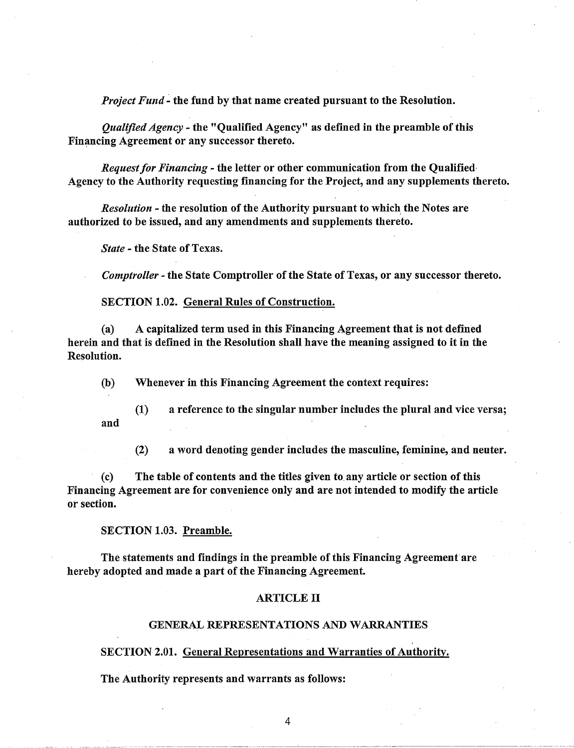*Project Fund* - the fund by that name created pursuant to the Resolution.

*Qualified Agency* - the "Qualified Agency" as defined in the preamble of this Financing Agreement or any successor thereto.

*Request for Financing* - the letter or other communication from the Qualified Agency to the Authority requesting financing for the Project, and any supplements thereto.

*Resolution* - the resolution of the Authority pursuant to which the Notes are authorized to be issued, and any amendments and supplements thereto.

*State* - the State of Texas.

*Comptroller* - the State Comptroller of the State of Texas, or any successor thereto.

SECTION 1.02. General Rules of Construction.

(a) A capitalized term used in this Financing Agreement that is not defined herein and that is defined in the Resolution shall have the meaning assigned to it in the Resolution.

(b) Whenever in this Financing Agreement the context requires:

(1) a reference to the singular number includes the plural and vice versa; and

(2) a word denoting gender includes the masculine, feminine, and neuter.

(c) The table of contents and the titles given to any article or section of this Financing Agreement are for convenience only and are not intended to modify the article or section.

SECTION 1.03. Preamble.

The statements and findings in the preamble of this Financing Agreement are hereby adopted and made a part of the Financing Agreement.

## ARTICLE II

## GENERAL REPRESENTATIONS AND WARRANTIES

SECTION 2.01. General Representations and Warranties of Authority.

The Authority represents and warrants as follows: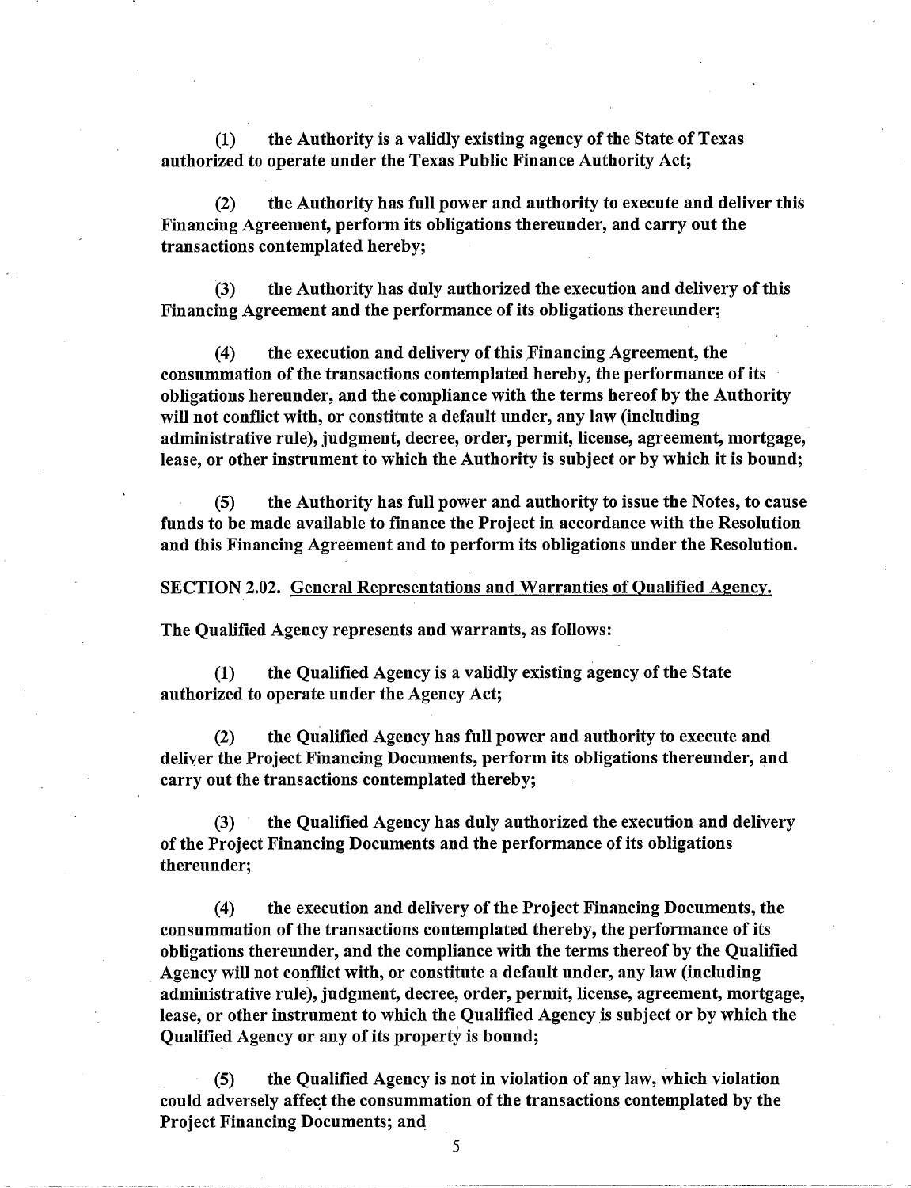**(1) the Authority is a validly existing agency of the State of Texas authorized to operate under the Texas Public Finance Authority Act;**

**(2) the Authority has full power and authority to execute and deliver this Financing Agreement, perform its obligations thereunder, and carry out the transactions contemplated hereby;**

**(3) the Authority has duly authorized the execution and delivery of this Financing Agreement and the performance of its obligations thereunder;**

**(4) the execution and delivery of this Financing Agreement, the consummation of the transactions contemplated hereby, the performance of its obligations hereunder, and the compliance with the terms hereof by the Authority will not conflict with, or constitute a default under, any law (including administrative rule), judgment, decree, order, permit, license, agreement, mortgage, lease, or other instrument to which the Authority is subject or by which it is bound;**

**(5) the Authority has full power and authority to issue the Notes, to cause funds to be made available to finance the Project in accordance with the Resolution and this Financing Agreement and to perform its obligations under the Resolution.**

**SECTION 2.02. <u>General Representations and Warranties of Qualified Agency.</u>**

**The Qualified Agency represents and warrants, as follows:**

**(1) the Qualified Agency is a validly existing agency of the State authorized to operate under the Agency Act;**

**(2) the Qualified Agency has full power and authority to execute and deliver the Project Financing Documents, perform its obligations thereunder, and carry out the transactions contemplated thereby;**

**(3) the Qualified Agency has duly authorized the execution and delivery of the Project Financing Documents and the performance of its obligations thereunder;**

**(4) the execution and delivery of the Project Financing Documents, the consummation of the transactions contemplated thereby, the performance of its obligations thereunder, and the compliance with the terms thereof by the Qualified Agency will not conflict with, or constitute a default under, any law (including administrative rule), judgment, decree, order, permit, license, agreement, mortgage, lease, or other instrument to which the Qualified Agency is subject or by which the Qualified Agency or any of its property is bound;**

**(5) the Qualified Agency is not in violation of any law, which violation could adversely affect the consummation of the transactions contemplated by the Project Financing Documents; and**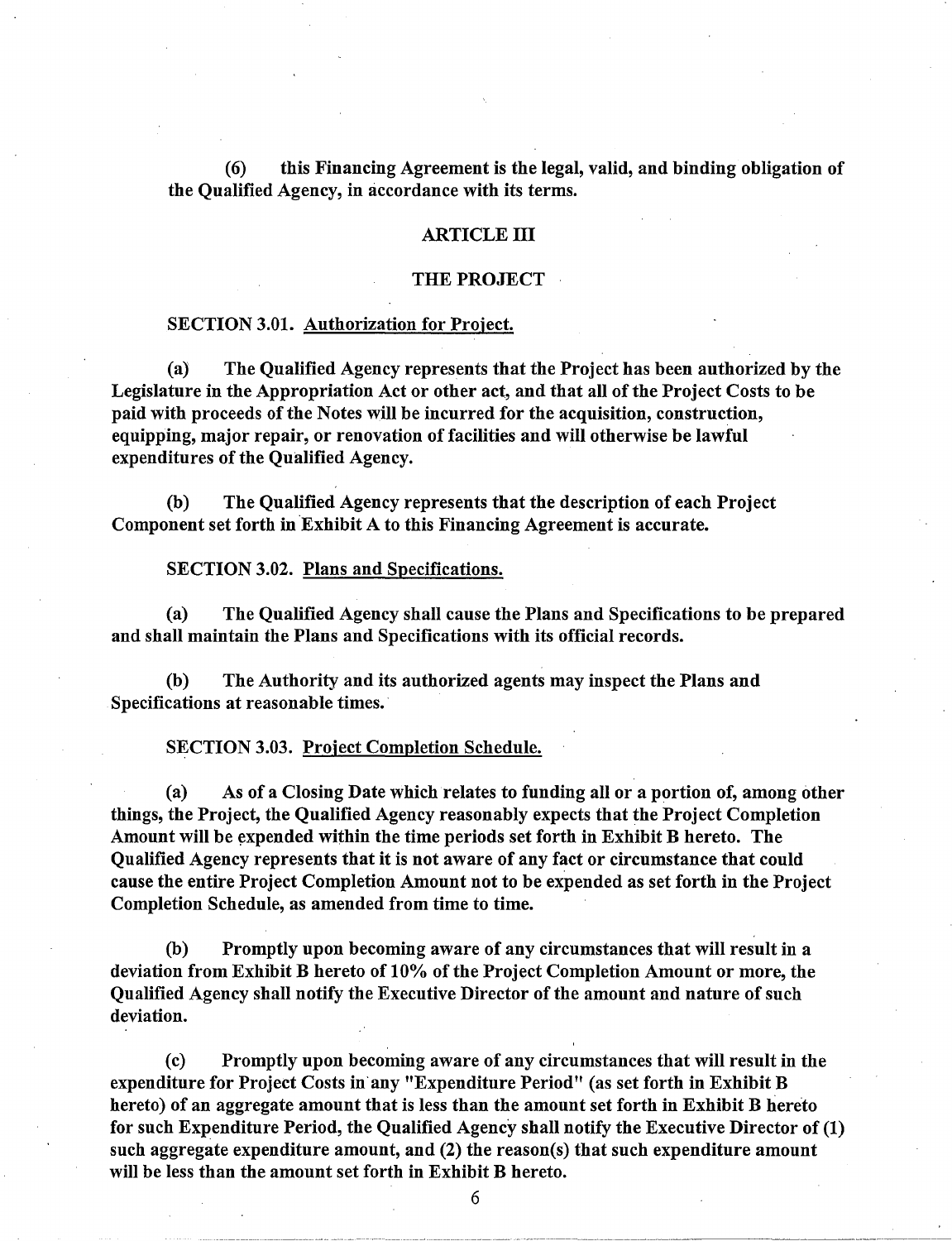(6) this Financing Agreement is the legal, valid, and binding obligation of the Qualified Agency, in accordance with its terms.

## ARTICLE III

## THE PROJECT

SECTION 3.01. Authorization for Project.

(a) The Qualified Agency represents that the Project has been authorized by the Legislature in the Appropriation Act or other act, and that all of the Project Costs to be paid with proceeds of the Notes will be incurred for the acquisition, construction, equipping, major repair, or renovation of facilities and will otherwise be lawful expenditures of the Qualified Agency.

(b) The Qualified Agency represents that the description of each Project Component set forth in Exhibit A to this Financing Agreement is accurate.

SECTION 3.02. Plans and Specifications.

(a) The Qualified Agency shall cause the Plans and Specifications to be prepared and shall maintain the Plans and Specifications with its official records.

(b) The Authority and its authorized agents may inspect the Plans and Specifications at reasonable times.

SECTION 3.03. Project Completion Schedule.

(a) As of a Closing Date which relates to funding all or a portion of, among other things, the Project, the Qualified Agency reasonably expects that the Project Completion Amount will be expended within the time periods set forth in Exhibit B hereto. The Qualified Agency represents that it is not aware of any fact or circumstance that could cause the entire Project Completion Amount not to be expended as set forth in the Project Completion Schedule, as amended from time to time.

(b) Promptly upon becoming aware of any circumstances that will result in a deviation from Exhibit B hereto of 10% of the Project Completion Amount or more, the Qualified Agency shall notify the Executive Director of the amount and nature of such deviation.

(c) Promptly upon becoming aware of any circumstances that will result in the expenditure for Project Costs in any "Expenditure Period" (as set forth in Exhibit B hereto) of an aggregate amount that is less than the amount set forth in Exhibit B hereto for such Expenditure Period, the Qualified Agency shall notify the Executive Director of (1) such aggregate expenditure amount, and (2) the reason(s) that such expenditure amount will be less than the amount set forth in Exhibit B hereto.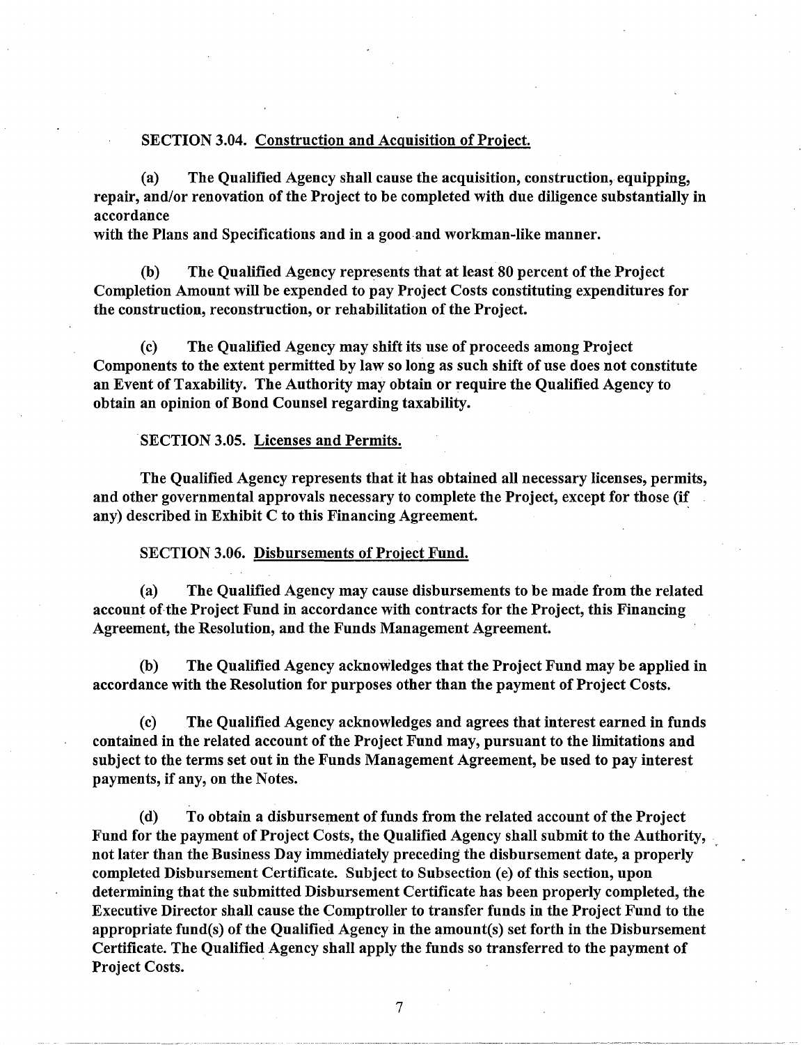SECTION 3.04. Construction and Acquisition of Project.

(a) The Qualified Agency shall cause the acquisition, construction, equipping, repair, and/or renovation of the Project to be completed with due diligence substantially in accordance with the Plans and Specifications and in a good and workman-like manner.

(b) The Qualified Agency represents that at least 80 percent of the Project Completion Amount will be expended to pay Project Costs constituting expenditures for the construction, reconstruction, or rehabilitation of the Project.

(c) The Qualified Agency may shift its use of proceeds among Project Components to the extent permitted by law so long as such shift of use does not constitute an Event of Taxability. The Authority may obtain or require the Qualified Agency to obtain an opinion of Bond Counsel regarding taxability.

SECTION 3.05. Licenses and Permits.

The Qualified Agency represents that it has obtained all necessary licenses, permits, and other governmental approvals necessary to complete the Project, except for those (if any) described in Exhibit C to this Financing Agreement.

SECTION 3.06. Disbursements of Project Fund.

(a) The Qualified Agency may cause disbursements to be made from the related account of the Project Fund in accordance with contracts for the Project, this Financing Agreement, the Resolution, and the Funds Management Agreement.

(b) The Qualified Agency acknowledges that the Project Fund may be applied in accordance with the Resolution for purposes other than the payment of Project Costs.

(c) The Qualified Agency acknowledges and agrees that interest earned in funds contained in the related account of the Project Fund may, pursuant to the limitations and subject to the terms set out in the Funds Management Agreement, be used to pay interest payments, if any, on the Notes.

(d) To obtain a disbursement of funds from the related account of the Project Fund for the payment of Project Costs, the Qualified Agency shall submit to the Authority, not later than the Business Day immediately preceding the disbursement date, a properly completed Disbursement Certificate. Subject to Subsection (e) of this section, upon determining that the submitted Disbursement Certificate has been properly completed, the Executive Director shall cause the Comptroller to transfer funds in the Project Fund to the appropriate fund(s) of the Qualified Agency in the amount(s) set forth in the Disbursement Certificate. The Qualified Agency shall apply the funds so transferred to the payment of Project Costs.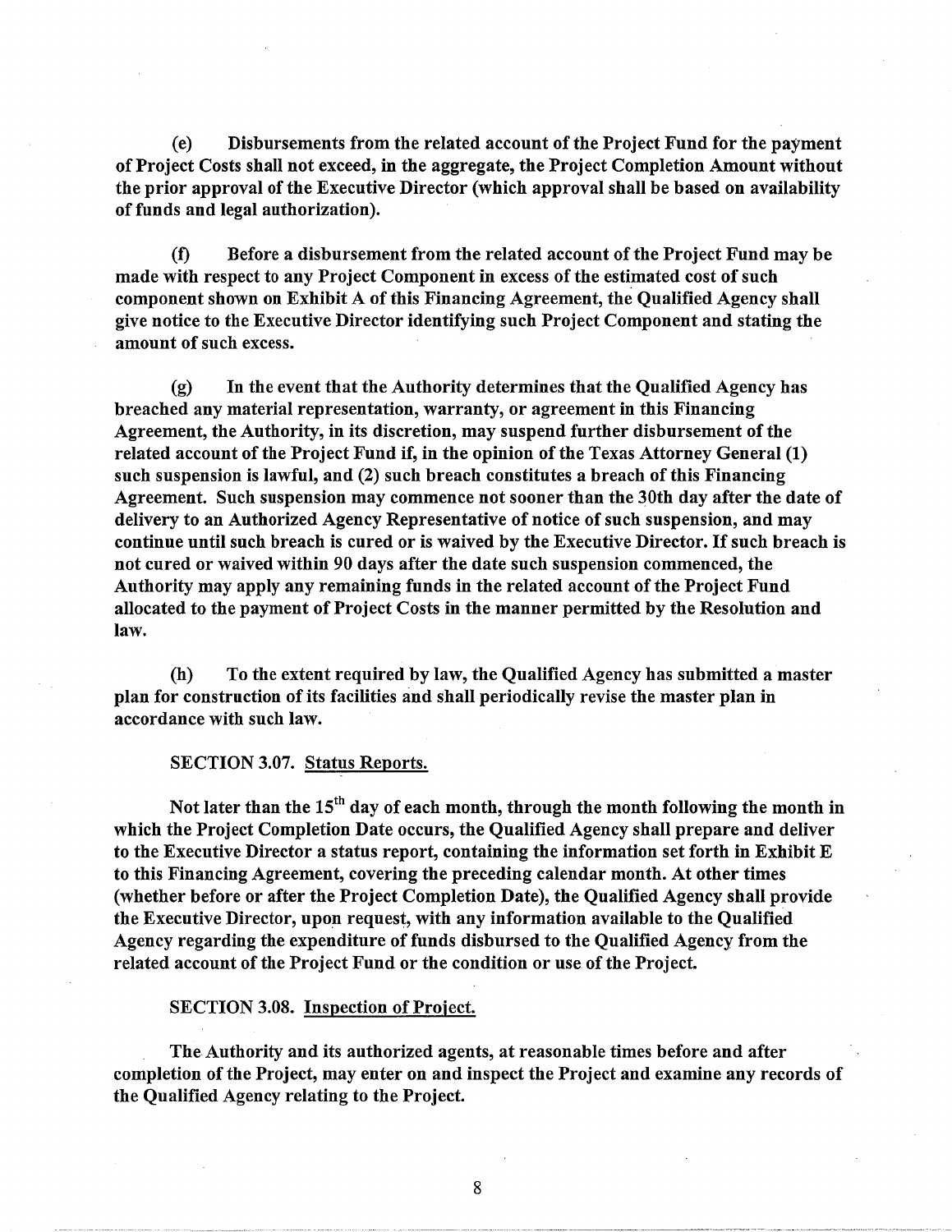(e) Disbursements from the related account of the Project Fund for the payment of Project Costs shall not exceed, in the aggregate, the Project Completion Amount without the prior approval of the Executive Director (which approval shall be based on availability of funds and legal authorization).

(f) Before a disbursement from the related account of the Project Fund may be made with respect to any Project Component in excess of the estimated cost of such component shown on Exhibit A of this Financing Agreement, the Qualified Agency shall give notice to the Executive Director identifying such Project Component and stating the amount of such excess.

(g) In the event that the Authority determines that the Qualified Agency has breached any material representation, warranty, or agreement in this Financing Agreement, the Authority, in its discretion, may suspend further disbursement of the related account of the Project Fund if, in the opinion of the Texas Attorney General (1) such suspension is lawful, and (2) such breach constitutes a breach of this Financing Agreement. Such suspension may commence not sooner than the 30th day after the date of delivery to an Authorized Agency Representative of notice of such suspension, and may continue until such breach is cured or is waived by the Executive Director. If such breach is not cured or waived within 90 days after the date such suspension commenced, the Authority may apply any remaining funds in the related account of the Project Fund allocated to the payment of Project Costs in the manner permitted by the Resolution and law.

(h) To the extent required by law, the Qualified Agency has submitted a master plan for construction of its facilities and shall periodically revise the master plan in accordance with such law.

SECTION 3.07. Status Reports.

Not later than the 15th day of each month, through the month following the month in which the Project Completion Date occurs, the Qualified Agency shall prepare and deliver to the Executive Director a status report, containing the information set forth in Exhibit E to this Financing Agreement, covering the preceding calendar month. At other times (whether before or after the Project Completion Date), the Qualified Agency shall provide the Executive Director, upon request, with any information available to the Qualified Agency regarding the expenditure of funds disbursed to the Qualified Agency from the related account of the Project Fund or the condition or use of the Project.

SECTION 3.08. Inspection of Project.

The Authority and its authorized agents, at reasonable times before and after completion of the Project, may enter on and inspect the Project and examine any records of the Qualified Agency relating to the Project.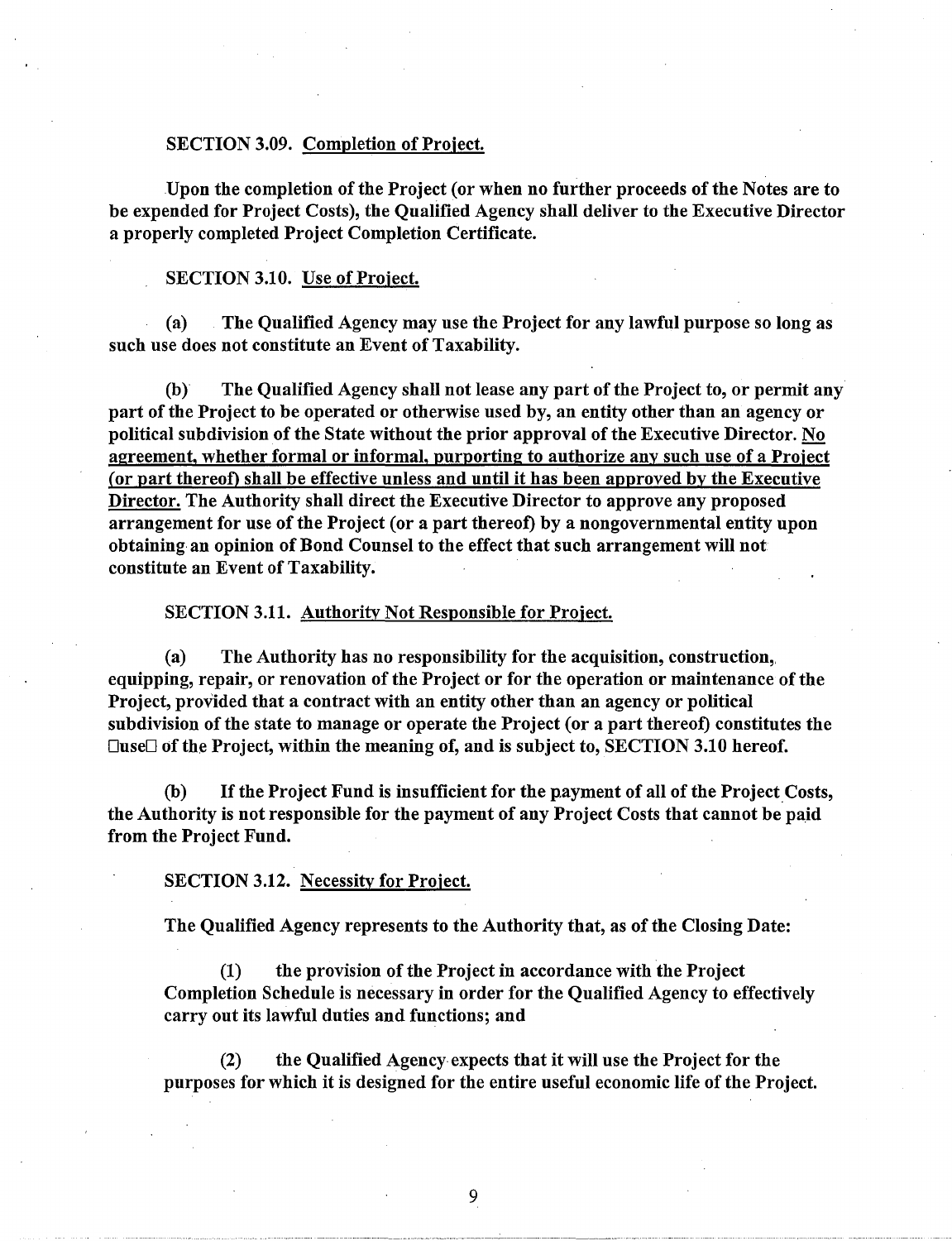SECTION 3.09. Completion of Project.

Upon the completion of the Project (or when no further proceeds of the Notes are to be expended for Project Costs), the Qualified Agency shall deliver to the Executive Director a properly completed Project Completion Certificate.

SECTION 3.10. Use of Project.

(a) The Qualified Agency may use the Project for any lawful purpose so long as such use does not constitute an Event of Taxability.

(b) The Qualified Agency shall not lease any part of the Project to, or permit any part of the Project to be operated or otherwise used by, an entity other than an agency or political subdivision of the State without the prior approval of the Executive Director. No agreement, whether formal or informal, purporting to authorize any such use of a Project (or part thereof) shall be effective unless and until it has been approved by the Executive Director. The Authority shall direct the Executive Director to approve any proposed arrangement for use of the Project (or a part thereof) by a nongovernmental entity upon obtaining an opinion of Bond Counsel to the effect that such arrangement will not constitute an Event of Taxability.

SECTION 3.11. Authority Not Responsible for Project.

(a) The Authority has no responsibility for the acquisition, construction, equipping, repair, or renovation of the Project or for the operation or maintenance of the Project, provided that a contract with an entity other than an agency or political subdivision of the state to manage or operate the Project (or a part thereof) constitutes the "use" of the Project, within the meaning of, and is subject to, SECTION 3.10 hereof.

(b) If the Project Fund is insufficient for the payment of all of the Project Costs, the Authority is not responsible for the payment of any Project Costs that cannot be paid from the Project Fund.

SECTION 3.12. Necessity for Project.

The Qualified Agency represents to the Authority that, as of the Closing Date:

(1) the provision of the Project in accordance with the Project Completion Schedule is necessary in order for the Qualified Agency to effectively carry out its lawful duties and functions; and

(2) the Qualified Agency expects that it will use the Project for the purposes for which it is designed for the entire useful economic life of the Project.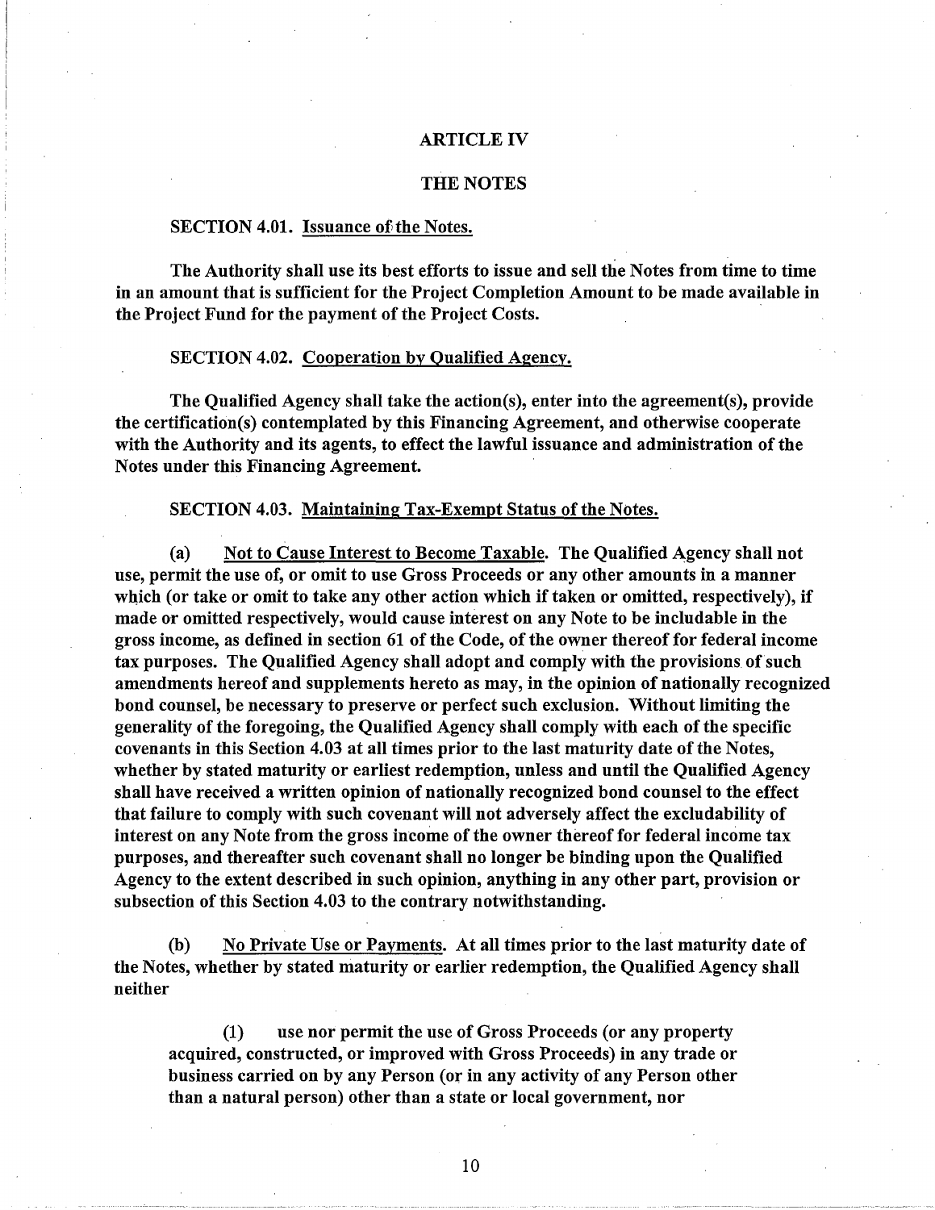# ARTICLE IV

## THE NOTES

**SECTION 4.01. Issuance of the Notes.**

**The Authority shall use its best efforts to issue and sell the Notes from time to time in an amount that is sufficient for the Project Completion Amount to be made available in the Project Fund for the payment of the Project Costs.**

**SECTION 4.02. Cooperation by Qualified Agency.**

**The Qualified Agency shall take the action(s), enter into the agreement(s), provide the certification(s) contemplated by this Financing Agreement, and otherwise cooperate with the Authority and its agents, to effect the lawful issuance and administration of the Notes under this Financing Agreement.**

**SECTION 4.03. Maintaining Tax-Exempt Status of the Notes.**

**(a) Not to Cause Interest to Become Taxable. The Qualified Agency shall not use, permit the use of, or omit to use Gross Proceeds or any other amounts in a manner which (or take or omit to take any other action which if taken or omitted, respectively), if made or omitted respectively, would cause interest on any Note to be includable in the gross income, as defined in section 61 of the Code, of the owner thereof for federal income tax purposes. The Qualified Agency shall adopt and comply with the provisions of such amendments hereof and supplements hereto as may, in the opinion of nationally recognized bond counsel, be necessary to preserve or perfect such exclusion. Without limiting the generality of the foregoing, the Qualified Agency shall comply with each of the specific covenants in this Section 4.03 at all times prior to the last maturity date of the Notes, whether by stated maturity or earliest redemption, unless and until the Qualified Agency shall have received a written opinion of nationally recognized bond counsel to the effect that failure to comply with such covenant will not adversely affect the excludability of interest on any Note from the gross income of the owner thereof for federal income tax purposes, and thereafter such covenant shall no longer be binding upon the Qualified Agency to the extent described in such opinion, anything in any other part, provision or subsection of this Section 4.03 to the contrary notwithstanding.**

**(b) No Private Use or Payments. At all times prior to the last maturity date of the Notes, whether by stated maturity or earlier redemption, the Qualified Agency shall neither**

> **(1) use nor permit the use of Gross Proceeds (or any property acquired, constructed, or improved with Gross Proceeds) in any trade or business carried on by any Person (or in any activity of any Person other than a natural person) other than a state or local government, nor**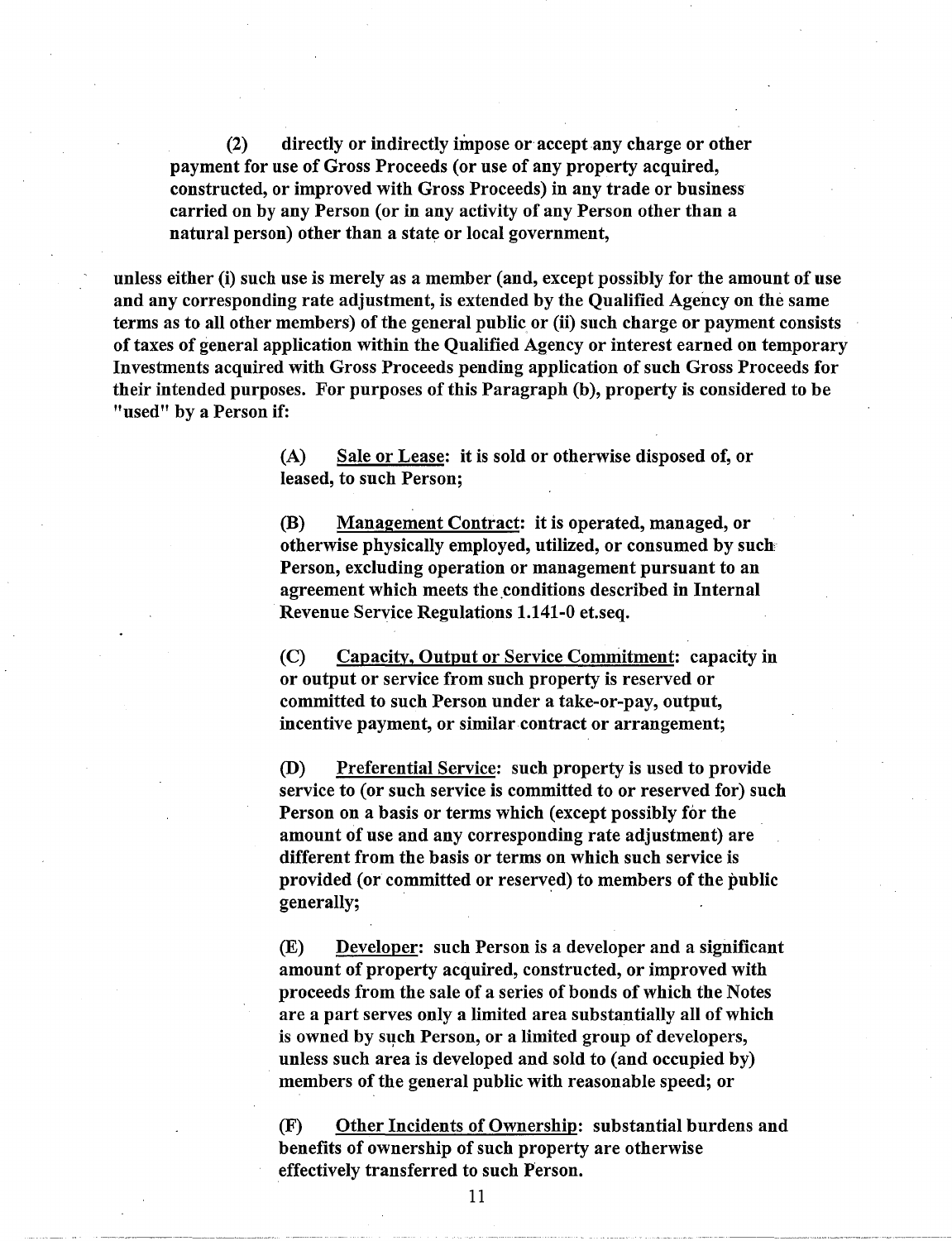**(2) directly or indirectly impose or accept any charge or other payment for use of Gross Proceeds (or use of any property acquired, constructed, or improved with Gross Proceeds) in any trade or business carried on by any Person (or in any activity of any Person other than a natural person) other than a state or local government,**

**unless either (i) such use is merely as a member (and, except possibly for the amount of use and any corresponding rate adjustment, is extended by the Qualified Agency on the same terms as to all other members) of the general public or (ii) such charge or payment consists of taxes of general application within the Qualified Agency or interest earned on temporary Investments acquired with Gross Proceeds pending application of such Gross Proceeds for their intended purposes. For purposes of this Paragraph (b), property is considered to be "used" by a Person if:**

**(A) Sale or Lease: it is sold or otherwise disposed of, or leased, to such Person;**

**(B) Management Contract: it is operated, managed, or otherwise physically employed, utilized, or consumed by such Person, excluding operation or management pursuant to an agreement which meets the conditions described in Internal Revenue Service Regulations 1.141-0 et.seq.**

**(C) Capacity, Output or Service Commitment: capacity in or output or service from such property is reserved or committed to such Person under a take-or-pay, output, incentive payment, or similar contract or arrangement;**

**(D) Preferential Service: such property is used to provide service to (or such service is committed to or reserved for) such Person on a basis or terms which (except possibly for the amount of use and any corresponding rate adjustment) are different from the basis or terms on which such service is provided (or committed or reserved) to members of the public generally;**

**(E) Developer: such Person is a developer and a significant amount of property acquired, constructed, or improved with proceeds from the sale of a series of bonds of which the Notes are a part serves only a limited area substantially all of which is owned by such Person, or a limited group of developers, unless such area is developed and sold to (and occupied by) members of the general public with reasonable speed; or**

**(F) Other Incidents of Ownership: substantial burdens and benefits of ownership of such property are otherwise effectively transferred to such Person.**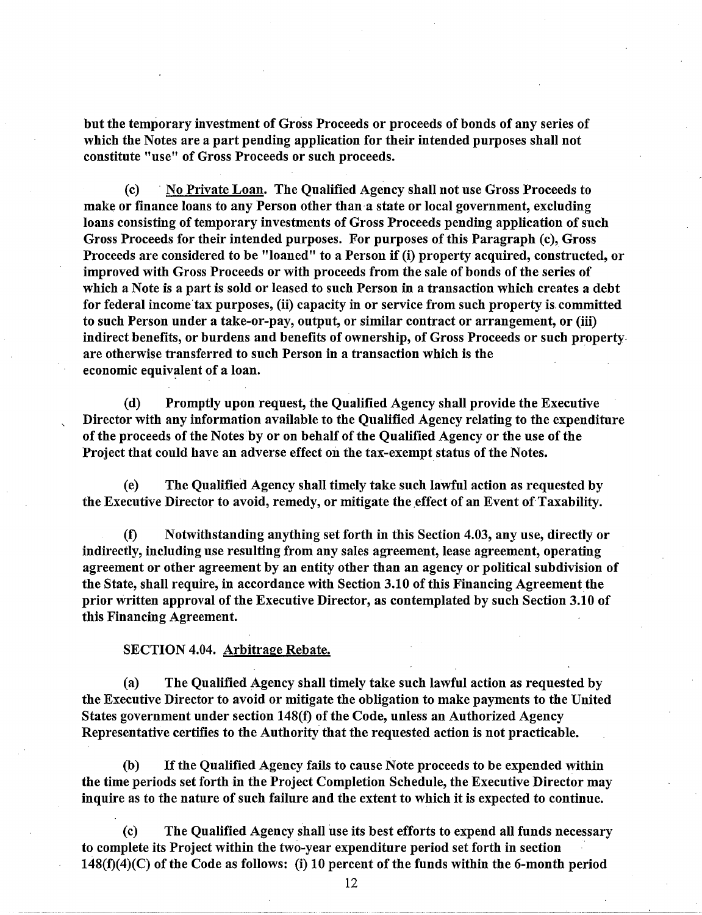**but the temporary investment of Gross Proceeds or proceeds of bonds of any series of which the Notes are a part pending application for their intended purposes shall not constitute "use" of Gross Proceeds or such proceeds.**

**(c) <u>No Private Loan</u>. The Qualified Agency shall not use Gross Proceeds to make or finance loans to any Person other than a state or local government, excluding loans consisting of temporary investments of Gross Proceeds pending application of such Gross Proceeds for their intended purposes. For purposes of this Paragraph (c), Gross Proceeds are considered to be "loaned" to a Person if (i) property acquired, constructed, or improved with Gross Proceeds or with proceeds from the sale of bonds of the series of which a Note is a part is sold or leased to such Person in a transaction which creates a debt for federal income tax purposes, (ii) capacity in or service from such property is committed to such Person under a take-or-pay, output, or similar contract or arrangement, or (iii) indirect benefits, or burdens and benefits of ownership, of Gross Proceeds or such property are otherwise transferred to such Person in a transaction which is the economic equivalent of a loan.**

**(d) Promptly upon request, the Qualified Agency shall provide the Executive Director with any information available to the Qualified Agency relating to the expenditure of the proceeds of the Notes by or on behalf of the Qualified Agency or the use of the Project that could have an adverse effect on the tax-exempt status of the Notes.**

**(e) The Qualified Agency shall timely take such lawful action as requested by the Executive Director to avoid, remedy, or mitigate the effect of an Event of Taxability.**

**(f) Notwithstanding anything set forth in this Section 4.03, any use, directly or indirectly, including use resulting from any sales agreement, lease agreement, operating agreement or other agreement by an entity other than an agency or political subdivision of the State, shall require, in accordance with Section 3.10 of this Financing Agreement the prior written approval of the Executive Director, as contemplated by such Section 3.10 of this Financing Agreement.**

**SECTION 4.04. <u>Arbitrage Rebate.</u>**

**(a) The Qualified Agency shall timely take such lawful action as requested by the Executive Director to avoid or mitigate the obligation to make payments to the United States government under section 148(f) of the Code, unless an Authorized Agency Representative certifies to the Authority that the requested action is not practicable.**

**(b) If the Qualified Agency fails to cause Note proceeds to be expended within the time periods set forth in the Project Completion Schedule, the Executive Director may inquire as to the nature of such failure and the extent to which it is expected to continue.**

**(c) The Qualified Agency shall use its best efforts to expend all funds necessary to complete its Project within the two-year expenditure period set forth in section 148(f)(4)(C) of the Code as follows: (i) 10 percent of the funds within the 6-month period**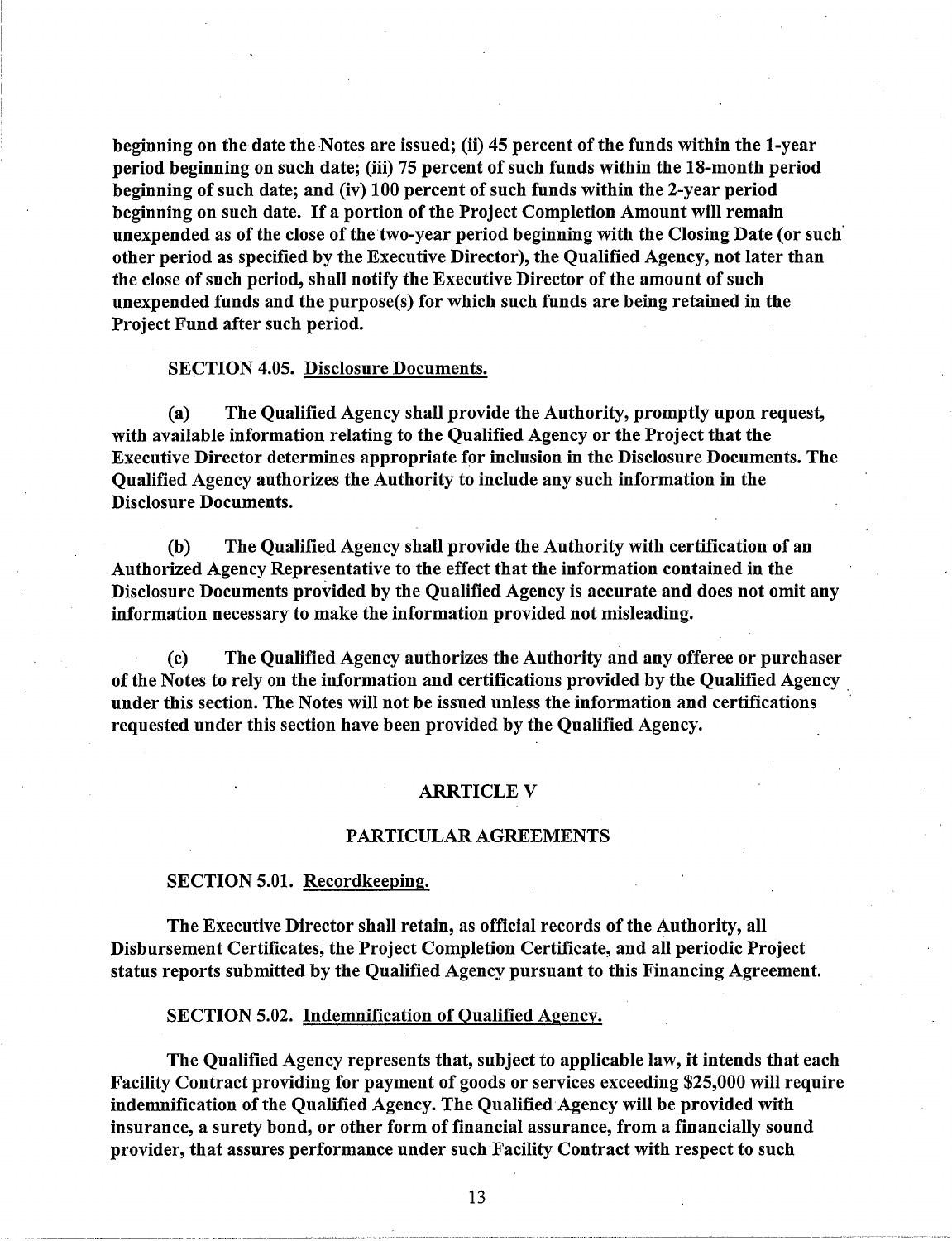beginning on the date the Notes are issued; (ii) 45 percent of the funds within the 1-year period beginning on such date; (iii) 75 percent of such funds within the 18-month period beginning of such date; and (iv) 100 percent of such funds within the 2-year period beginning on such date. If a portion of the Project Completion Amount will remain unexpended as of the close of the two-year period beginning with the Closing Date (or such other period as specified by the Executive Director), the Qualified Agency, not later than the close of such period, shall notify the Executive Director of the amount of such unexpended funds and the purpose(s) for which such funds are being retained in the Project Fund after such period.

**SECTION 4.05. Disclosure Documents.**

(a) The Qualified Agency shall provide the Authority, promptly upon request, with available information relating to the Qualified Agency or the Project that the Executive Director determines appropriate for inclusion in the Disclosure Documents. The Qualified Agency authorizes the Authority to include any such information in the Disclosure Documents.

(b) The Qualified Agency shall provide the Authority with certification of an Authorized Agency Representative to the effect that the information contained in the Disclosure Documents provided by the Qualified Agency is accurate and does not omit any information necessary to make the information provided not misleading.

(c) The Qualified Agency authorizes the Authority and any offeree or purchaser of the Notes to rely on the information and certifications provided by the Qualified Agency under this section. The Notes will not be issued unless the information and certifications requested under this section have been provided by the Qualified Agency.

## ARRTICLE V

## PARTICULAR AGREEMENTS

**SECTION 5.01. Recordkeeping.**

The Executive Director shall retain, as official records of the Authority, all Disbursement Certificates, the Project Completion Certificate, and all periodic Project status reports submitted by the Qualified Agency pursuant to this Financing Agreement.

**SECTION 5.02. Indemnification of Qualified Agency.**

The Qualified Agency represents that, subject to applicable law, it intends that each Facility Contract providing for payment of goods or services exceeding $25,000 will require indemnification of the Qualified Agency. The Qualified Agency will be provided with insurance, a surety bond, or other form of financial assurance, from a financially sound provider, that assures performance under such Facility Contract with respect to such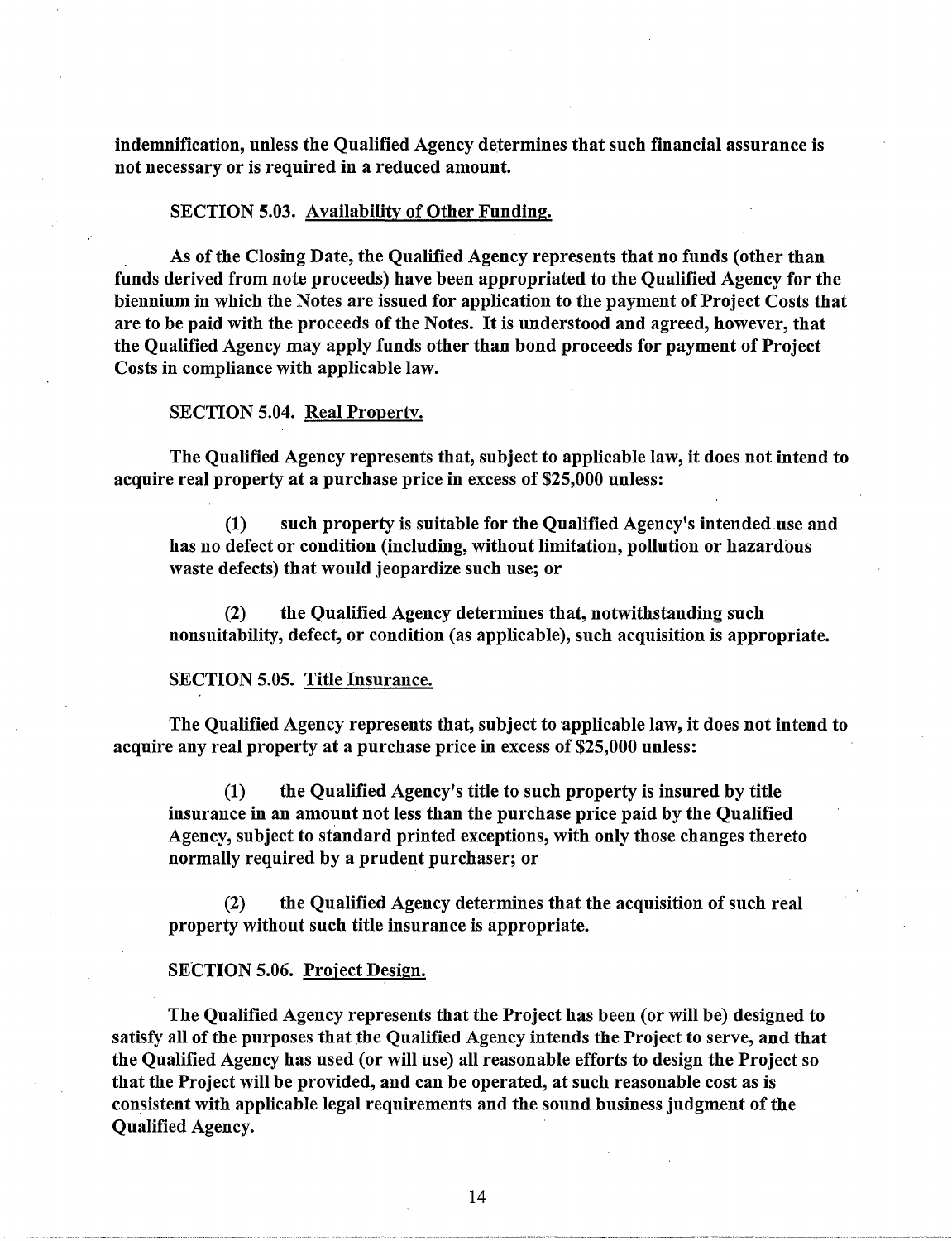**indemnification, unless the Qualified Agency determines that such financial assurance is not necessary or is required in a reduced amount.**

**SECTION 5.03. Availability of Other Funding.**

**As of the Closing Date, the Qualified Agency represents that no funds (other than funds derived from note proceeds) have been appropriated to the Qualified Agency for the biennium in which the Notes are issued for application to the payment of Project Costs that are to be paid with the proceeds of the Notes. It is understood and agreed, however, that the Qualified Agency may apply funds other than bond proceeds for payment of Project Costs in compliance with applicable law.**

**SECTION 5.04. Real Property.**

**The Qualified Agency represents that, subject to applicable law, it does not intend to acquire real property at a purchase price in excess of $25,000 unless:**

**(1) such property is suitable for the Qualified Agency's intended use and has no defect or condition (including, without limitation, pollution or hazardous waste defects) that would jeopardize such use; or**

**(2) the Qualified Agency determines that, notwithstanding such nonsuitability, defect, or condition (as applicable), such acquisition is appropriate.**

**SECTION 5.05. Title Insurance.**

**The Qualified Agency represents that, subject to applicable law, it does not intend to acquire any real property at a purchase price in excess of $25,000 unless:**

**(1) the Qualified Agency's title to such property is insured by title insurance in an amount not less than the purchase price paid by the Qualified Agency, subject to standard printed exceptions, with only those changes thereto normally required by a prudent purchaser; or**

**(2) the Qualified Agency determines that the acquisition of such real property without such title insurance is appropriate.**

**SECTION 5.06. Project Design.**

**The Qualified Agency represents that the Project has been (or will be) designed to satisfy all of the purposes that the Qualified Agency intends the Project to serve, and that the Qualified Agency has used (or will use) all reasonable efforts to design the Project so that the Project will be provided, and can be operated, at such reasonable cost as is consistent with applicable legal requirements and the sound business judgment of the Qualified Agency.**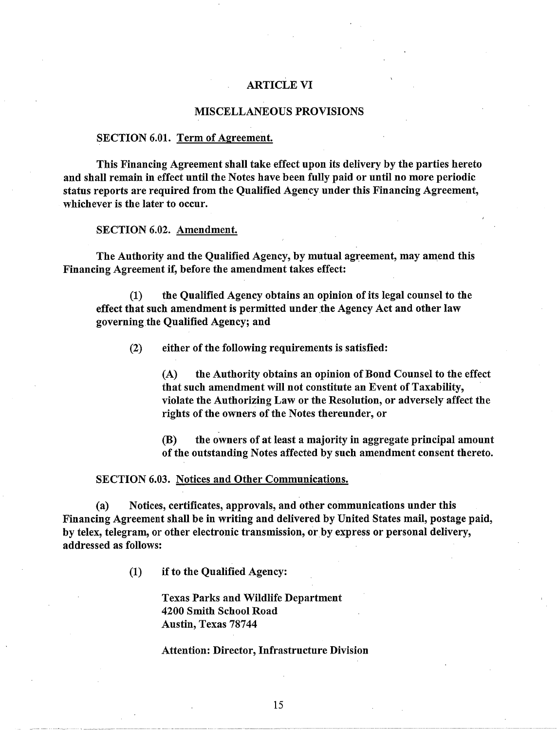## ARTICLE VI

## MISCELLANEOUS PROVISIONS

### SECTION 6.01. Term of Agreement.

**This Financing Agreement shall take effect upon its delivery by the parties hereto and shall remain in effect until the Notes have been fully paid or until no more periodic status reports are required from the Qualified Agency under this Financing Agreement, whichever is the later to occur.**

### SECTION 6.02. Amendment.

**The Authority and the Qualified Agency, by mutual agreement, may amend this Financing Agreement if, before the amendment takes effect:**

> **(1) the Qualified Agency obtains an opinion of its legal counsel to the effect that such amendment is permitted under the Agency Act and other law governing the Qualified Agency; and**
>
> **(2) either of the following requirements is satisfied:**
>
> > **(A) the Authority obtains an opinion of Bond Counsel to the effect that such amendment will not constitute an Event of Taxability, violate the Authorizing Law or the Resolution, or adversely affect the rights of the owners of the Notes thereunder, or**
> >
> > **(B) the owners of at least a majority in aggregate principal amount of the outstanding Notes affected by such amendment consent thereto.**

### SECTION 6.03. Notices and Other Communications.

**(a) Notices, certificates, approvals, and other communications under this Financing Agreement shall be in writing and delivered by United States mail, postage paid, by telex, telegram, or other electronic transmission, or by express or personal delivery, addressed as follows:**

> **(1) if to the Qualified Agency:**
>
> **Texas Parks and Wildlife Department**
> **4200 Smith School Road**
> **Austin, Texas 78744**
>
> **Attention: Director, Infrastructure Division**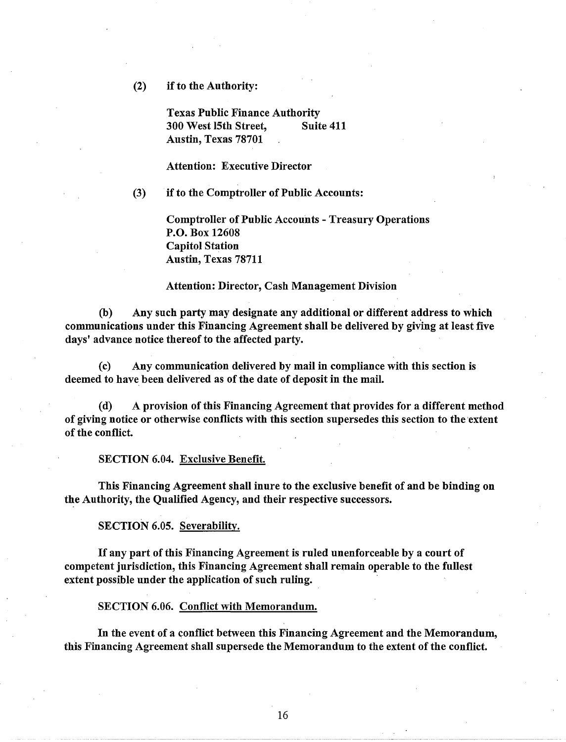(2) if to the Authority:

Texas Public Finance Authority
300 West 15th Street, Suite 411
Austin, Texas 78701

Attention: Executive Director

(3) if to the Comptroller of Public Accounts:

Comptroller of Public Accounts - Treasury Operations
P.O. Box 12608
Capitol Station
Austin, Texas 78711

Attention: Director, Cash Management Division

(b) Any such party may designate any additional or different address to which communications under this Financing Agreement shall be delivered by giving at least five days' advance notice thereof to the affected party.

(c) Any communication delivered by mail in compliance with this section is deemed to have been delivered as of the date of deposit in the mail.

(d) A provision of this Financing Agreement that provides for a different method of giving notice or otherwise conflicts with this section supersedes this section to the extent of the conflict.

SECTION 6.04. Exclusive Benefit.

This Financing Agreement shall inure to the exclusive benefit of and be binding on the Authority, the Qualified Agency, and their respective successors.

SECTION 6.05. Severability.

If any part of this Financing Agreement is ruled unenforceable by a court of competent jurisdiction, this Financing Agreement shall remain operable to the fullest extent possible under the application of such ruling.

SECTION 6.06. Conflict with Memorandum.

In the event of a conflict between this Financing Agreement and the Memorandum, this Financing Agreement shall supersede the Memorandum to the extent of the conflict.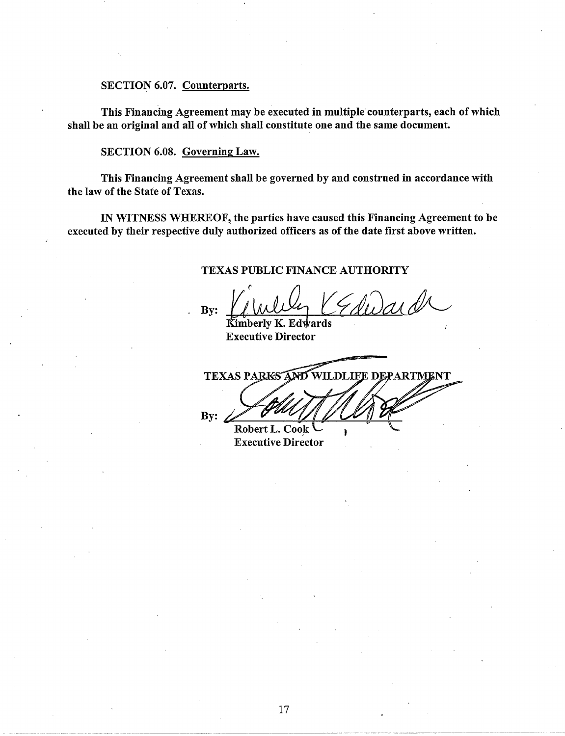**SECTION 6.07. Counterparts.**

**This Financing Agreement may be executed in multiple counterparts, each of which shall be an original and all of which shall constitute one and the same document.**

**SECTION 6.08. Governing Law.**

**This Financing Agreement shall be governed by and construed in accordance with the law of the State of Texas.**

**IN WITNESS WHEREOF, the parties have caused this Financing Agreement to be executed by their respective duly authorized officers as of the date first above written.**

**TEXAS PUBLIC FINANCE AUTHORITY**

**By:** ______________________
**Kimberly K. Edwards**
**Executive Director**

**TEXAS PARKS AND WILDLIFE DEPARTMENT**

**By:** ______________________
**Robert L. Cook**
**Executive Director**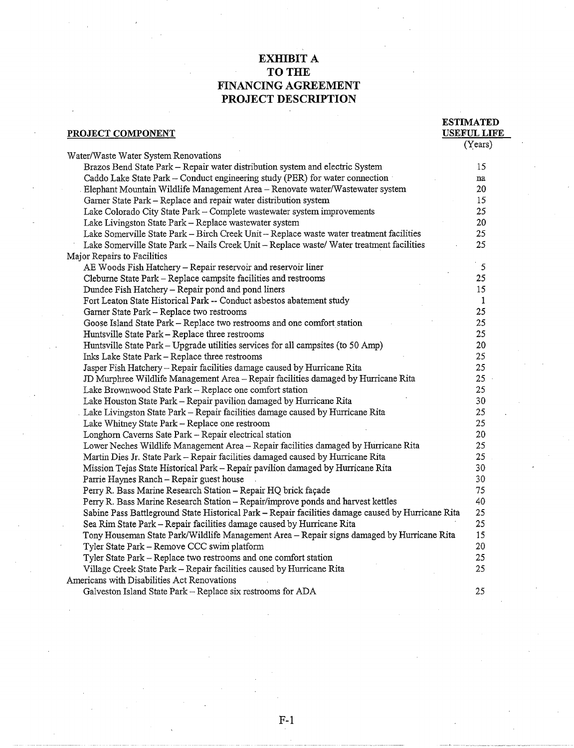# EXHIBIT A
# TO THE
# FINANCING AGREEMENT
# PROJECT DESCRIPTION

| **PROJECT COMPONENT** | **ESTIMATED USEFUL LIFE** (Years) |
|---|---|
| Water/Waste Water System Renovations | |
| Brazos Bend State Park – Repair water distribution system and electric System | 15 |
| Caddo Lake State Park – Conduct engineering study (PER) for water connection | na |
| Elephant Mountain Wildlife Management Area – Renovate water/Wastewater system | 20 |
| Garner State Park – Replace and repair water distribution system | 15 |
| Lake Colorado City State Park – Complete wastewater system improvements | 25 |
| Lake Livingston State Park – Replace wastewater system | 20 |
| Lake Somerville State Park – Birch Creek Unit – Replace waste water treatment facilities | 25 |
| Lake Somerville State Park – Nails Creek Unit – Replace waste/ Water treatment facilities | 25 |
| Major Repairs to Facilities | |
| AE Woods Fish Hatchery – Repair reservoir and reservoir liner | 5 |
| Cleburne State Park – Replace campsite facilities and restrooms | 25 |
| Dundee Fish Hatchery – Repair pond and pond liners | 15 |
| Fort Leaton State Historical Park -- Conduct asbestos abatement study | 1 |
| Garner State Park – Replace two restrooms | 25 |
| Goose Island State Park – Replace two restrooms and one comfort station | 25 |
| Huntsville State Park – Replace three restrooms | 25 |
| Huntsville State Park – Upgrade utilities services for all campsites (to 50 Amp) | 20 |
| Inks Lake State Park – Replace three restrooms | 25 |
| Jasper Fish Hatchery – Repair facilities damage caused by Hurricane Rita | 25 |
| JD Murphree Wildlife Management Area – Repair facilities damaged by Hurricane Rita | 25 |
| Lake Brownwood State Park – Replace one comfort station | 25 |
| Lake Houston State Park – Repair pavilion damaged by Hurricane Rita | 30 |
| Lake Livingston State Park – Repair facilities damage caused by Hurricane Rita | 25 |
| Lake Whitney State Park – Replace one restroom | 25 |
| Longhorn Caverns Sate Park – Repair electrical station | 20 |
| Lower Neches Wildlife Management Area – Repair facilities damaged by Hurricane Rita | 25 |
| Martin Dies Jr. State Park – Repair facilities damaged caused by Hurricane Rita | 25 |
| Mission Tejas State Historical Park – Repair pavilion damaged by Hurricane Rita | 30 |
| Parrie Haynes Ranch – Repair guest house | 30 |
| Perry R. Bass Marine Research Station – Repair HQ brick façade | 75 |
| Perry R. Bass Marine Research Station – Repair/improve ponds and harvest kettles | 40 |
| Sabine Pass Battleground State Historical Park – Repair facilities damage caused by Hurricane Rita | 25 |
| Sea Rim State Park – Repair facilities damage caused by Hurricane Rita | 25 |
| Tony Houseman State Park/Wildlife Management Area – Repair signs damaged by Hurricane Rita | 15 |
| Tyler State Park – Remove CCC swim platform | 20 |
| Tyler State Park – Replace two restrooms and one comfort station | 25 |
| Village Creek State Park – Repair facilities caused by Hurricane Rita | 25 |
| Americans with Disabilities Act Renovations | |
| Galveston Island State Park – Replace six restrooms for ADA | 25 |

F-1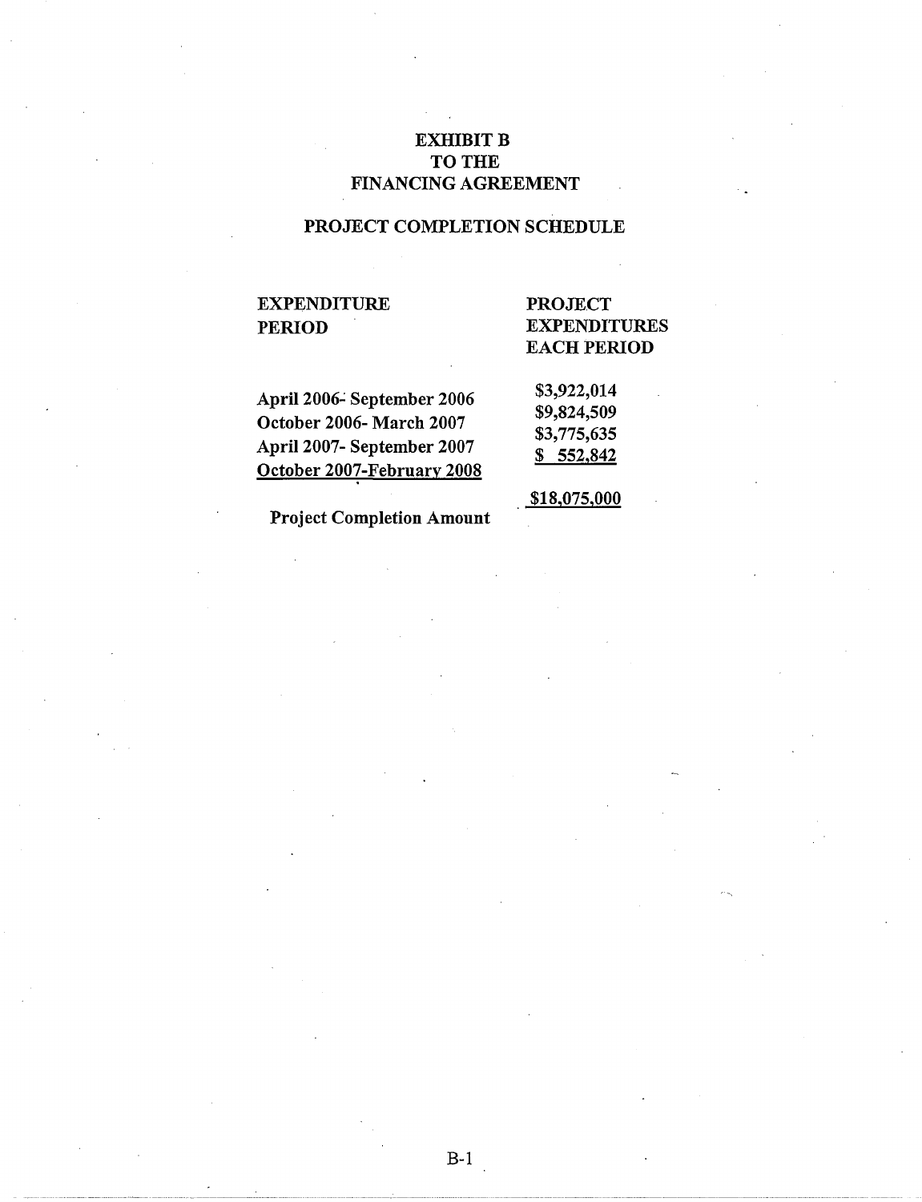# EXHIBIT B
# TO THE
# FINANCING AGREEMENT

## PROJECT COMPLETION SCHEDULE

| EXPENDITURE PERIOD | PROJECT EXPENDITURES EACH PERIOD |
| --- | --- |
| April 2006- September 2006 | $3,922,014 |
| October 2006- March 2007 | $9,824,509 |
| April 2007- September 2007 | $3,775,635 |
| October 2007-February 2008 | $ 552,842 |
| Project Completion Amount | $18,075,000 |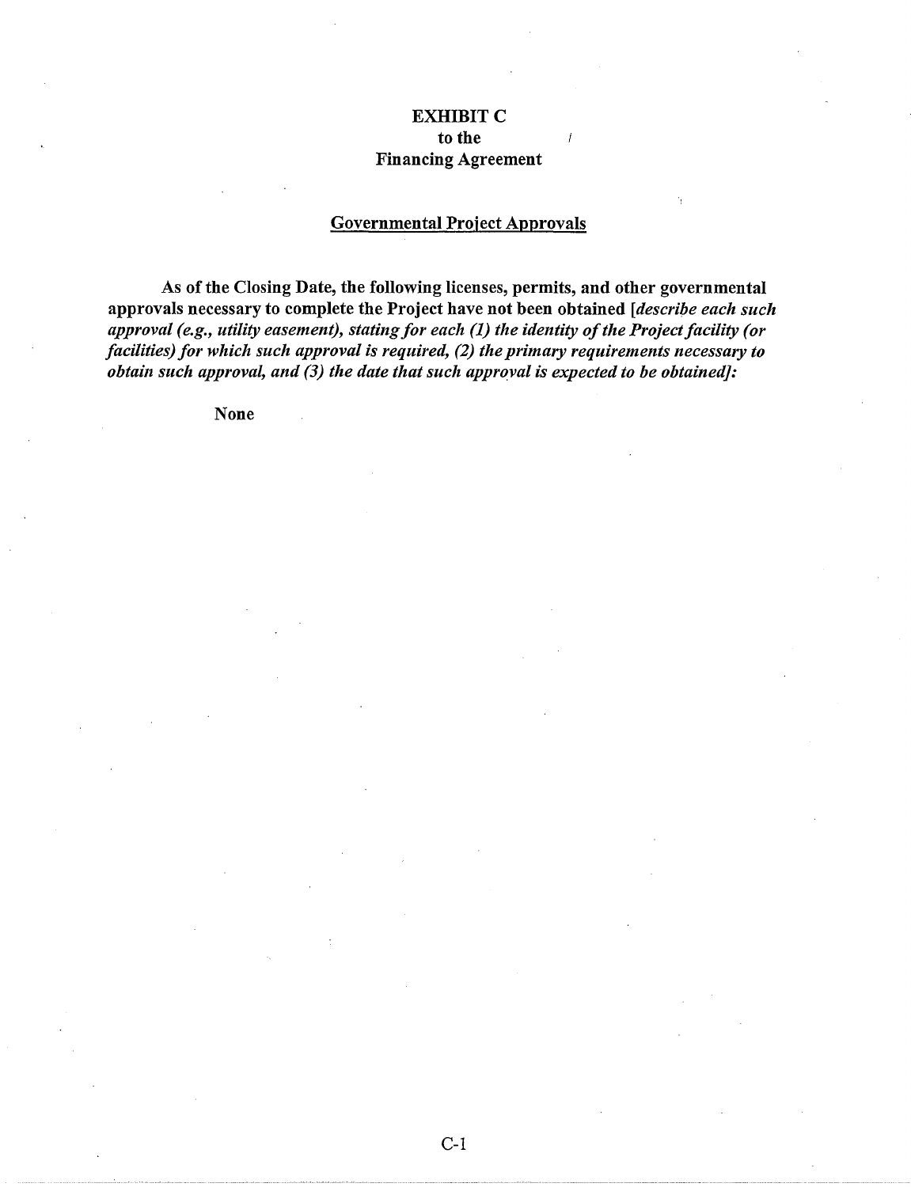**EXHIBIT C**
**to the**
**Financing Agreement**

**Governmental Project Approvals**

**As of the Closing Date, the following licenses, permits, and other governmental approvals necessary to complete the Project have not been obtained** ***[describe each such approval (e.g., utility easement), stating for each (1) the identity of the Project facility (or facilities) for which such approval is required, (2) the primary requirements necessary to obtain such approval, and (3) the date that such approval is expected to be obtained]:***

**None**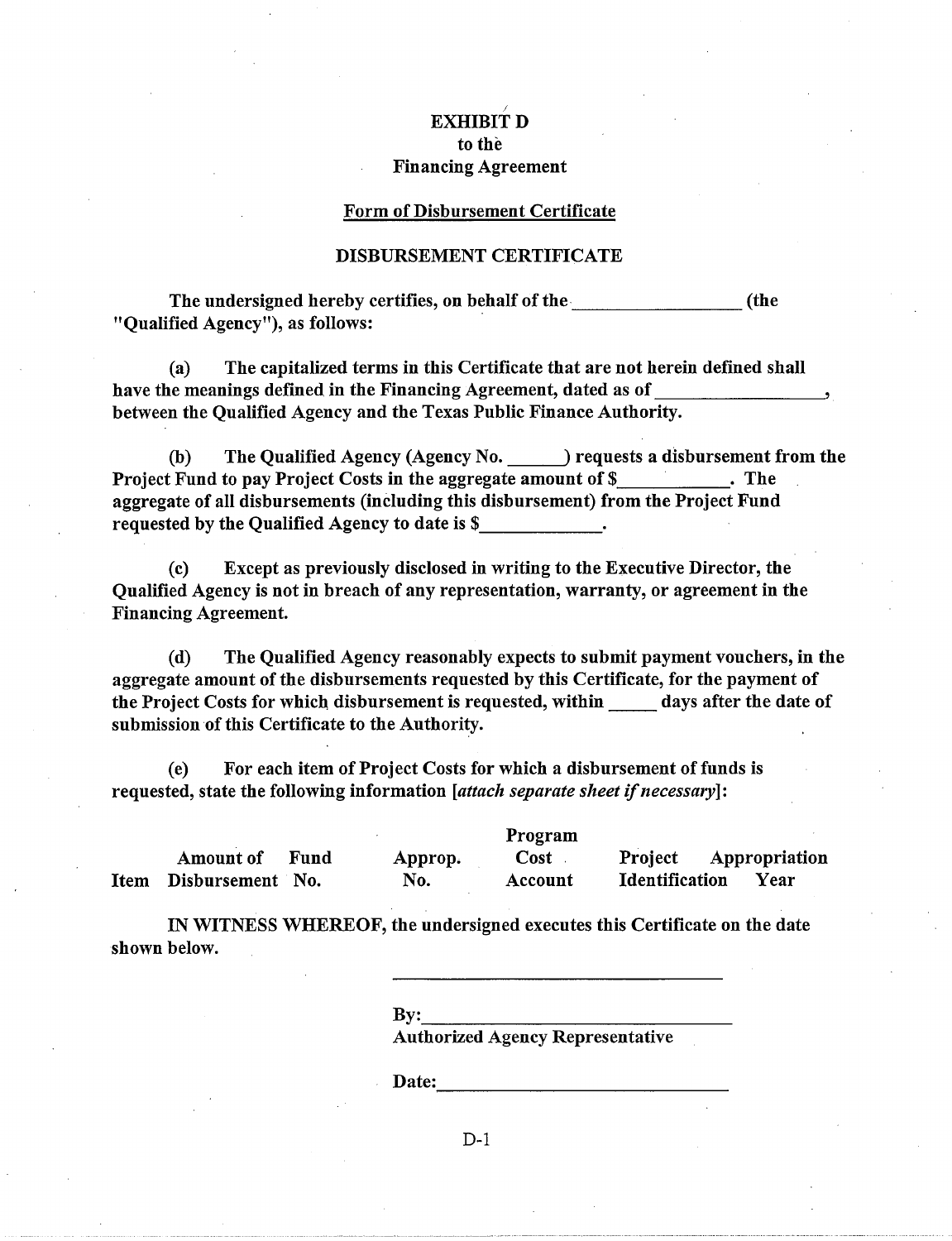**EXHIBIT D**
**to the**
**Financing Agreement**

**Form of Disbursement Certificate**

**DISBURSEMENT CERTIFICATE**

**The undersigned hereby certifies, on behalf of the __________________ (the "Qualified Agency"), as follows:**

**(a) The capitalized terms in this Certificate that are not herein defined shall have the meanings defined in the Financing Agreement, dated as of __________________, between the Qualified Agency and the Texas Public Finance Authority.**

**(b) The Qualified Agency (Agency No. ______) requests a disbursement from the Project Fund to pay Project Costs in the aggregate amount of $____________. The aggregate of all disbursements (including this disbursement) from the Project Fund requested by the Qualified Agency to date is $_____________.**

**(c) Except as previously disclosed in writing to the Executive Director, the Qualified Agency is not in breach of any representation, warranty, or agreement in the Financing Agreement.**

**(d) The Qualified Agency reasonably expects to submit payment vouchers, in the aggregate amount of the disbursements requested by this Certificate, for the payment of the Project Costs for which disbursement is requested, within _____ days after the date of submission of this Certificate to the Authority.**

**(e) For each item of Project Costs for which a disbursement of funds is requested, state the following information [*attach separate sheet if necessary*]:**

| Item | Amount of Disbursement | Fund No. | Approp. No. | Program Cost Account | Project Identification | Appropriation Year |
|---|---|---|---|---|---|---|

**IN WITNESS WHEREOF, the undersigned executes this Certificate on the date shown below.**

____________________________________

**By:** ________________________________
**Authorized Agency Representative**

**Date:** ______________________________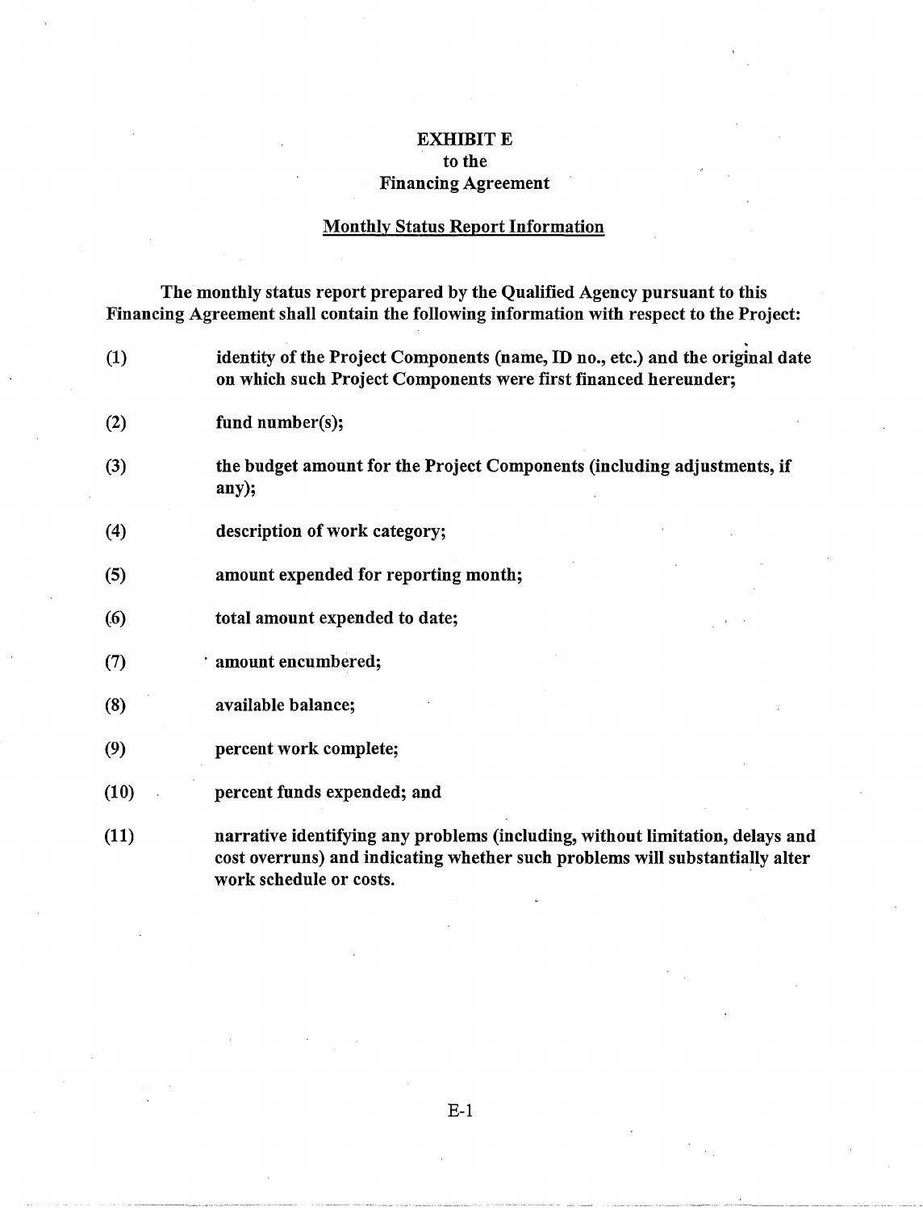**EXHIBIT E**
**to the**
**Financing Agreement**

**Monthly Status Report Information**

**The monthly status report prepared by the Qualified Agency pursuant to this Financing Agreement shall contain the following information with respect to the Project:**

**(1)** **identity of the Project Components (name, ID no., etc.) and the original date on which such Project Components were first financed hereunder;**

**(2)** **fund number(s);**

**(3)** **the budget amount for the Project Components (including adjustments, if any);**

**(4)** **description of work category;**

**(5)** **amount expended for reporting month;**

**(6)** **total amount expended to date;**

**(7)** **amount encumbered;**

**(8)** **available balance;**

**(9)** **percent work complete;**

**(10)** **percent funds expended; and**

**(11)** **narrative identifying any problems (including, without limitation, delays and cost overruns) and indicating whether such problems will substantially alter work schedule or costs.**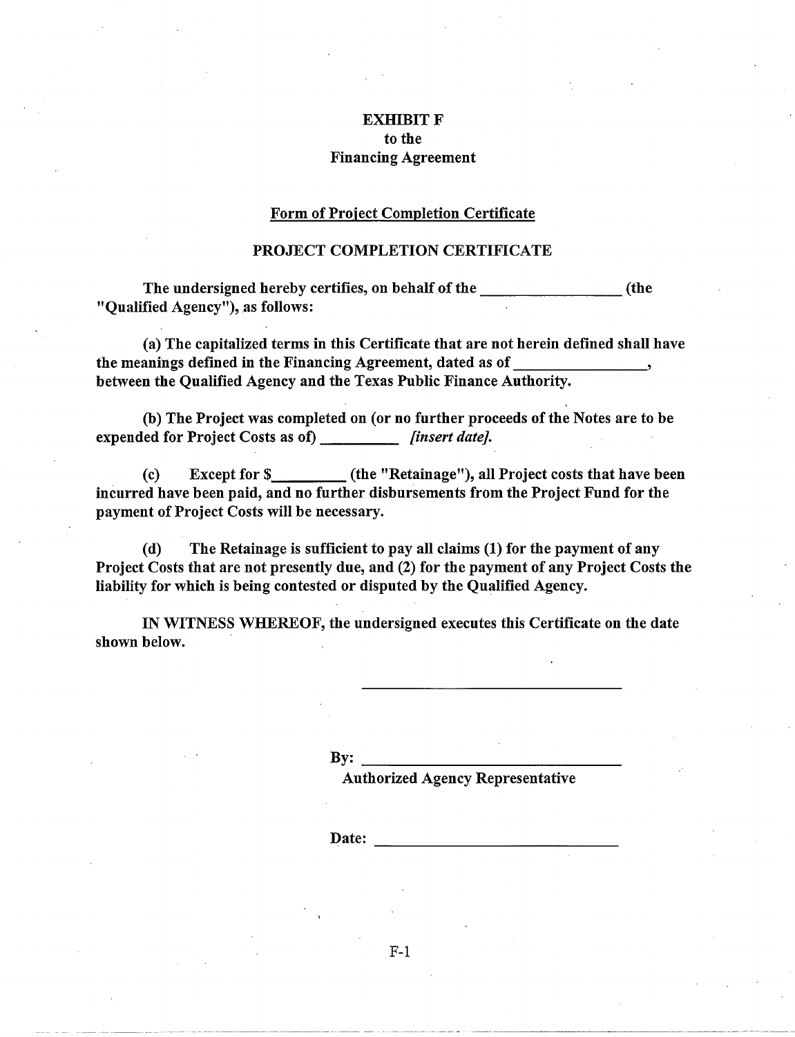**EXHIBIT F**
**to the**
**Financing Agreement**

**Form of Project Completion Certificate**

**PROJECT COMPLETION CERTIFICATE**

**The undersigned hereby certifies, on behalf of the ________________ (the "Qualified Agency"), as follows:**

**(a) The capitalized terms in this Certificate that are not herein defined shall have the meanings defined in the Financing Agreement, dated as of ________________, between the Qualified Agency and the Texas Public Finance Authority.**

**(b) The Project was completed on (or no further proceeds of the Notes are to be expended for Project Costs as of) _________ *[insert date].***

**(c) Except for $_________ (the "Retainage"), all Project costs that have been incurred have been paid, and no further disbursements from the Project Fund for the payment of Project Costs will be necessary.**

**(d) The Retainage is sufficient to pay all claims (1) for the payment of any Project Costs that are not presently due, and (2) for the payment of any Project Costs the liability for which is being contested or disputed by the Qualified Agency.**

**IN WITNESS WHEREOF, the undersigned executes this Certificate on the date shown below.**

________________________________

**By:** ________________________________
**Authorized Agency Representative**

**Date:** ________________________________